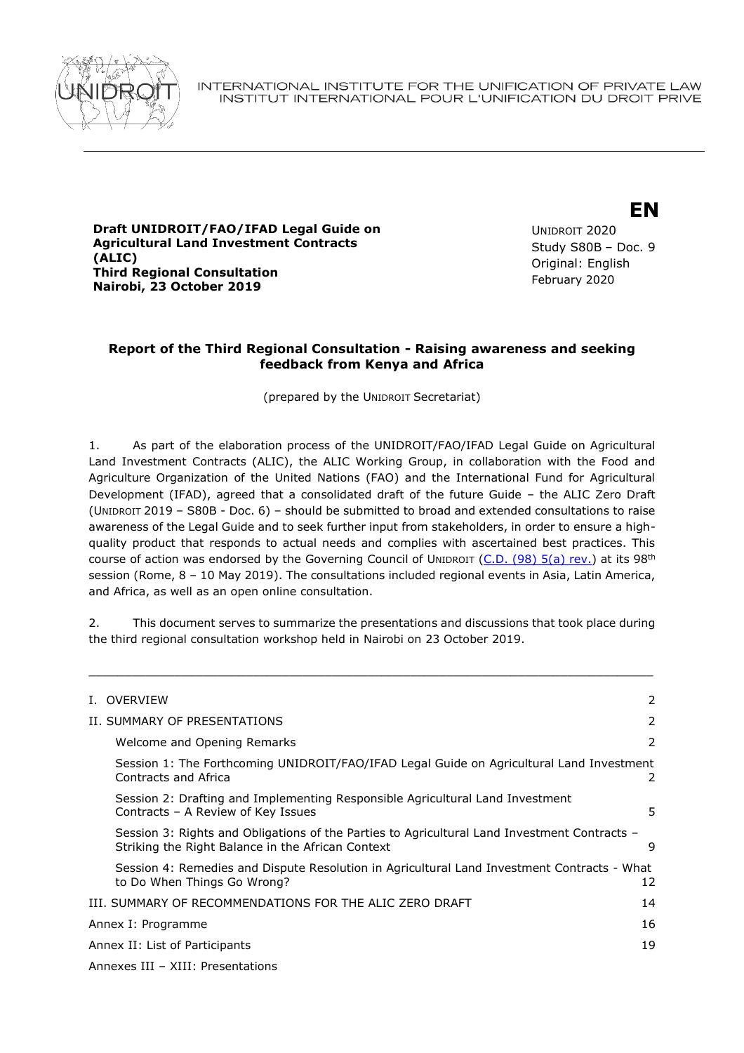INTERNATIONAL INSTITUTE FOR THE UNIFICATION OF PRIVATE LAW
INSTITUT INTERNATIONAL POUR L'UNIFICATION DU DROIT PRIVE

**EN**

**Draft UNIDROIT/FAO/IFAD Legal Guide on Agricultural Land Investment Contracts (ALIC)**
**Third Regional Consultation**
**Nairobi, 23 October 2019**

UNIDROIT 2020
Study S80B – Doc. 9
Original: English
February 2020

## Report of the Third Regional Consultation - Raising awareness and seeking feedback from Kenya and Africa

(prepared by the UNIDROIT Secretariat)

1. As part of the elaboration process of the UNIDROIT/FAO/IFAD Legal Guide on Agricultural Land Investment Contracts (ALIC), the ALIC Working Group, in collaboration with the Food and Agriculture Organization of the United Nations (FAO) and the International Fund for Agricultural Development (IFAD), agreed that a consolidated draft of the future Guide – the ALIC Zero Draft (UNIDROIT 2019 – S80B - Doc. 6) – should be submitted to broad and extended consultations to raise awareness of the Legal Guide and to seek further input from stakeholders, in order to ensure a high-quality product that responds to actual needs and complies with ascertained best practices. This course of action was endorsed by the Governing Council of UNIDROIT (C.D. (98) 5(a) rev.) at its 98th session (Rome, 8 – 10 May 2019). The consultations included regional events in Asia, Latin America, and Africa, as well as an open online consultation.

2. This document serves to summarize the presentations and discussions that took place during the third regional consultation workshop held in Nairobi on 23 October 2019.

---

| | |
|---|---|
| I. OVERVIEW | 2 |
| II. SUMMARY OF PRESENTATIONS | 2 |
| Welcome and Opening Remarks | 2 |
| Session 1: The Forthcoming UNIDROIT/FAO/IFAD Legal Guide on Agricultural Land Investment Contracts and Africa | 2 |
| Session 2: Drafting and Implementing Responsible Agricultural Land Investment Contracts – A Review of Key Issues | 5 |
| Session 3: Rights and Obligations of the Parties to Agricultural Land Investment Contracts – Striking the Right Balance in the African Context | 9 |
| Session 4: Remedies and Dispute Resolution in Agricultural Land Investment Contracts - What to Do When Things Go Wrong? | 12 |
| III. SUMMARY OF RECOMMENDATIONS FOR THE ALIC ZERO DRAFT | 14 |
| Annex I: Programme | 16 |
| Annex II: List of Participants | 19 |
| Annexes III – XIII: Presentations | |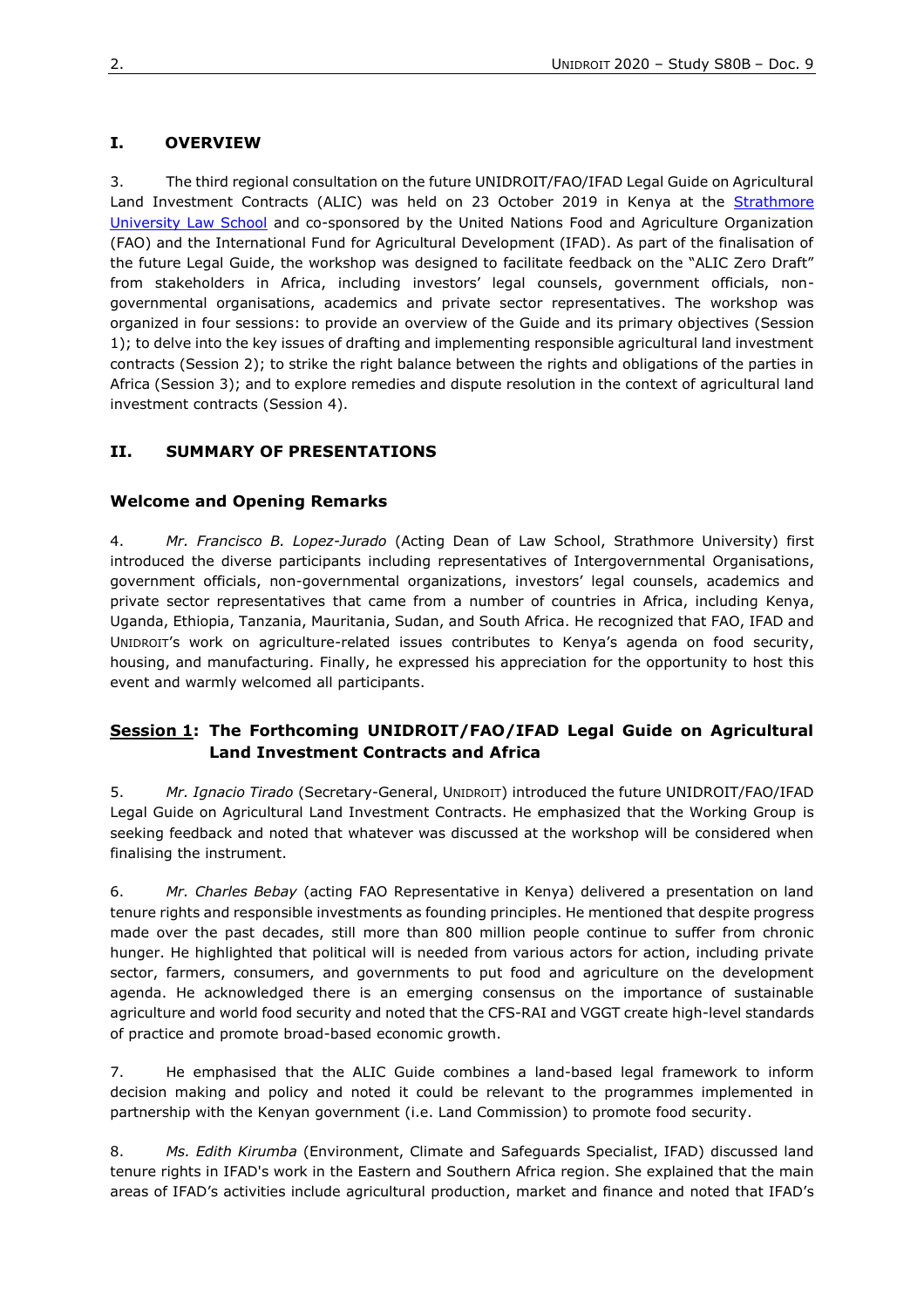## I. OVERVIEW

3. The third regional consultation on the future UNIDROIT/FAO/IFAD Legal Guide on Agricultural Land Investment Contracts (ALIC) was held on 23 October 2019 in Kenya at the Strathmore University Law School and co-sponsored by the United Nations Food and Agriculture Organization (FAO) and the International Fund for Agricultural Development (IFAD). As part of the finalisation of the future Legal Guide, the workshop was designed to facilitate feedback on the "ALIC Zero Draft" from stakeholders in Africa, including investors' legal counsels, government officials, non-governmental organisations, academics and private sector representatives. The workshop was organized in four sessions: to provide an overview of the Guide and its primary objectives (Session 1); to delve into the key issues of drafting and implementing responsible agricultural land investment contracts (Session 2); to strike the right balance between the rights and obligations of the parties in Africa (Session 3); and to explore remedies and dispute resolution in the context of agricultural land investment contracts (Session 4).

## II. SUMMARY OF PRESENTATIONS

### Welcome and Opening Remarks

4. *Mr. Francisco B. Lopez-Jurado* (Acting Dean of Law School, Strathmore University) first introduced the diverse participants including representatives of Intergovernmental Organisations, government officials, non-governmental organizations, investors' legal counsels, academics and private sector representatives that came from a number of countries in Africa, including Kenya, Uganda, Ethiopia, Tanzania, Mauritania, Sudan, and South Africa. He recognized that FAO, IFAD and UNIDROIT's work on agriculture-related issues contributes to Kenya's agenda on food security, housing, and manufacturing. Finally, he expressed his appreciation for the opportunity to host this event and warmly welcomed all participants.

### **Session 1**: The Forthcoming UNIDROIT/FAO/IFAD Legal Guide on Agricultural Land Investment Contracts and Africa

5. *Mr. Ignacio Tirado* (Secretary-General, UNIDROIT) introduced the future UNIDROIT/FAO/IFAD Legal Guide on Agricultural Land Investment Contracts. He emphasized that the Working Group is seeking feedback and noted that whatever was discussed at the workshop will be considered when finalising the instrument.

6. *Mr. Charles Bebay* (acting FAO Representative in Kenya) delivered a presentation on land tenure rights and responsible investments as founding principles. He mentioned that despite progress made over the past decades, still more than 800 million people continue to suffer from chronic hunger. He highlighted that political will is needed from various actors for action, including private sector, farmers, consumers, and governments to put food and agriculture on the development agenda. He acknowledged there is an emerging consensus on the importance of sustainable agriculture and world food security and noted that the CFS-RAI and VGGT create high-level standards of practice and promote broad-based economic growth.

7. He emphasised that the ALIC Guide combines a land-based legal framework to inform decision making and policy and noted it could be relevant to the programmes implemented in partnership with the Kenyan government (i.e. Land Commission) to promote food security.

8. *Ms. Edith Kirumba* (Environment, Climate and Safeguards Specialist, IFAD) discussed land tenure rights in IFAD's work in the Eastern and Southern Africa region. She explained that the main areas of IFAD's activities include agricultural production, market and finance and noted that IFAD's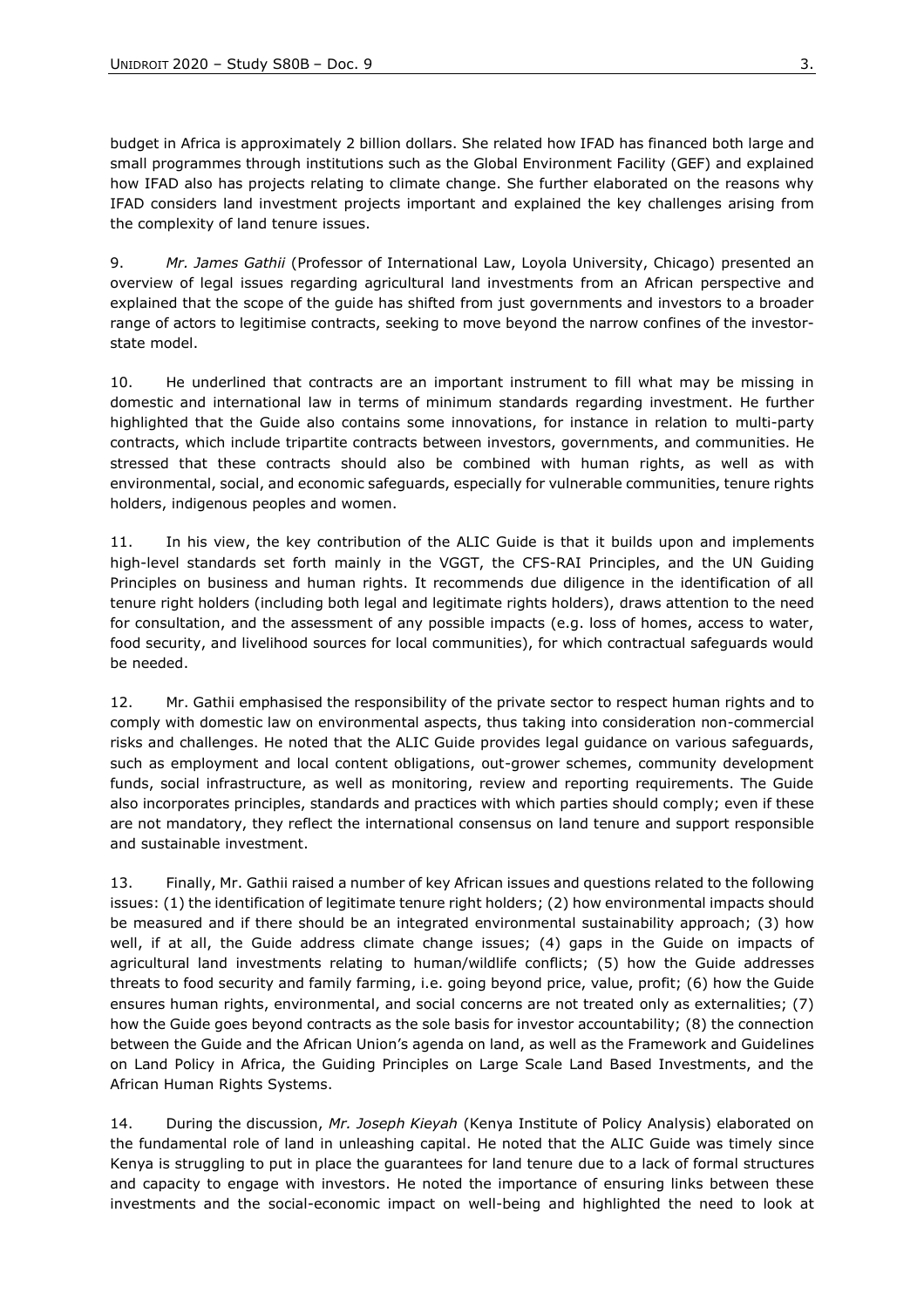budget in Africa is approximately 2 billion dollars. She related how IFAD has financed both large and small programmes through institutions such as the Global Environment Facility (GEF) and explained how IFAD also has projects relating to climate change. She further elaborated on the reasons why IFAD considers land investment projects important and explained the key challenges arising from the complexity of land tenure issues.

9. *Mr. James Gathii* (Professor of International Law, Loyola University, Chicago) presented an overview of legal issues regarding agricultural land investments from an African perspective and explained that the scope of the guide has shifted from just governments and investors to a broader range of actors to legitimise contracts, seeking to move beyond the narrow confines of the investor-state model.

10. He underlined that contracts are an important instrument to fill what may be missing in domestic and international law in terms of minimum standards regarding investment. He further highlighted that the Guide also contains some innovations, for instance in relation to multi-party contracts, which include tripartite contracts between investors, governments, and communities. He stressed that these contracts should also be combined with human rights, as well as with environmental, social, and economic safeguards, especially for vulnerable communities, tenure rights holders, indigenous peoples and women.

11. In his view, the key contribution of the ALIC Guide is that it builds upon and implements high-level standards set forth mainly in the VGGT, the CFS-RAI Principles, and the UN Guiding Principles on business and human rights. It recommends due diligence in the identification of all tenure right holders (including both legal and legitimate rights holders), draws attention to the need for consultation, and the assessment of any possible impacts (e.g. loss of homes, access to water, food security, and livelihood sources for local communities), for which contractual safeguards would be needed.

12. Mr. Gathii emphasised the responsibility of the private sector to respect human rights and to comply with domestic law on environmental aspects, thus taking into consideration non-commercial risks and challenges. He noted that the ALIC Guide provides legal guidance on various safeguards, such as employment and local content obligations, out-grower schemes, community development funds, social infrastructure, as well as monitoring, review and reporting requirements. The Guide also incorporates principles, standards and practices with which parties should comply; even if these are not mandatory, they reflect the international consensus on land tenure and support responsible and sustainable investment.

13. Finally, Mr. Gathii raised a number of key African issues and questions related to the following issues: (1) the identification of legitimate tenure right holders; (2) how environmental impacts should be measured and if there should be an integrated environmental sustainability approach; (3) how well, if at all, the Guide address climate change issues; (4) gaps in the Guide on impacts of agricultural land investments relating to human/wildlife conflicts; (5) how the Guide addresses threats to food security and family farming, i.e. going beyond price, value, profit; (6) how the Guide ensures human rights, environmental, and social concerns are not treated only as externalities; (7) how the Guide goes beyond contracts as the sole basis for investor accountability; (8) the connection between the Guide and the African Union's agenda on land, as well as the Framework and Guidelines on Land Policy in Africa, the Guiding Principles on Large Scale Land Based Investments, and the African Human Rights Systems.

14. During the discussion, *Mr. Joseph Kieyah* (Kenya Institute of Policy Analysis) elaborated on the fundamental role of land in unleashing capital. He noted that the ALIC Guide was timely since Kenya is struggling to put in place the guarantees for land tenure due to a lack of formal structures and capacity to engage with investors. He noted the importance of ensuring links between these investments and the social-economic impact on well-being and highlighted the need to look at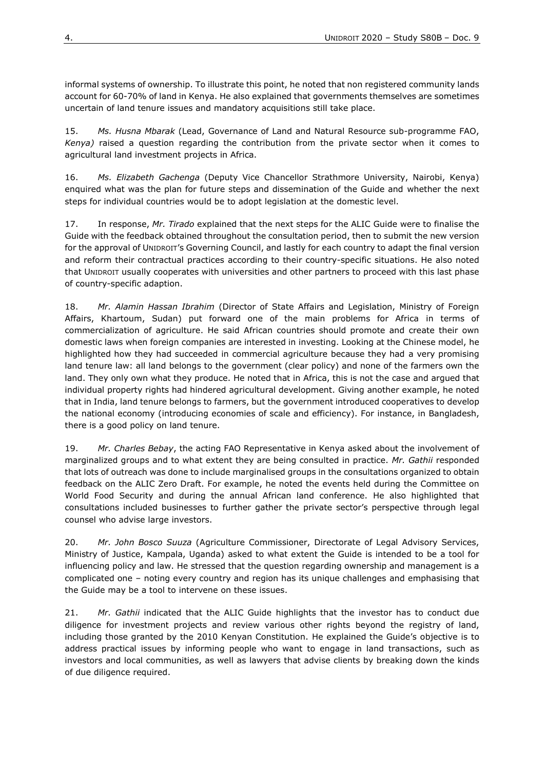informal systems of ownership. To illustrate this point, he noted that non registered community lands account for 60-70% of land in Kenya. He also explained that governments themselves are sometimes uncertain of land tenure issues and mandatory acquisitions still take place.

15. *Ms. Husna Mbarak* (Lead, Governance of Land and Natural Resource sub-programme FAO, *Kenya)* raised a question regarding the contribution from the private sector when it comes to agricultural land investment projects in Africa.

16. *Ms. Elizabeth Gachenga* (Deputy Vice Chancellor Strathmore University, Nairobi, Kenya) enquired what was the plan for future steps and dissemination of the Guide and whether the next steps for individual countries would be to adopt legislation at the domestic level.

17. In response, *Mr. Tirado* explained that the next steps for the ALIC Guide were to finalise the Guide with the feedback obtained throughout the consultation period, then to submit the new version for the approval of UNIDROIT's Governing Council, and lastly for each country to adapt the final version and reform their contractual practices according to their country-specific situations. He also noted that UNIDROIT usually cooperates with universities and other partners to proceed with this last phase of country-specific adaption.

18. *Mr. Alamin Hassan Ibrahim* (Director of State Affairs and Legislation, Ministry of Foreign Affairs, Khartoum, Sudan) put forward one of the main problems for Africa in terms of commercialization of agriculture. He said African countries should promote and create their own domestic laws when foreign companies are interested in investing. Looking at the Chinese model, he highlighted how they had succeeded in commercial agriculture because they had a very promising land tenure law: all land belongs to the government (clear policy) and none of the farmers own the land. They only own what they produce. He noted that in Africa, this is not the case and argued that individual property rights had hindered agricultural development. Giving another example, he noted that in India, land tenure belongs to farmers, but the government introduced cooperatives to develop the national economy (introducing economies of scale and efficiency). For instance, in Bangladesh, there is a good policy on land tenure.

19. *Mr. Charles Bebay*, the acting FAO Representative in Kenya asked about the involvement of marginalized groups and to what extent they are being consulted in practice. *Mr. Gathii* responded that lots of outreach was done to include marginalised groups in the consultations organized to obtain feedback on the ALIC Zero Draft. For example, he noted the events held during the Committee on World Food Security and during the annual African land conference. He also highlighted that consultations included businesses to further gather the private sector's perspective through legal counsel who advise large investors.

20. *Mr. John Bosco Suuza* (Agriculture Commissioner, Directorate of Legal Advisory Services, Ministry of Justice, Kampala, Uganda) asked to what extent the Guide is intended to be a tool for influencing policy and law. He stressed that the question regarding ownership and management is a complicated one – noting every country and region has its unique challenges and emphasising that the Guide may be a tool to intervene on these issues.

21. *Mr. Gathii* indicated that the ALIC Guide highlights that the investor has to conduct due diligence for investment projects and review various other rights beyond the registry of land, including those granted by the 2010 Kenyan Constitution. He explained the Guide's objective is to address practical issues by informing people who want to engage in land transactions, such as investors and local communities, as well as lawyers that advise clients by breaking down the kinds of due diligence required.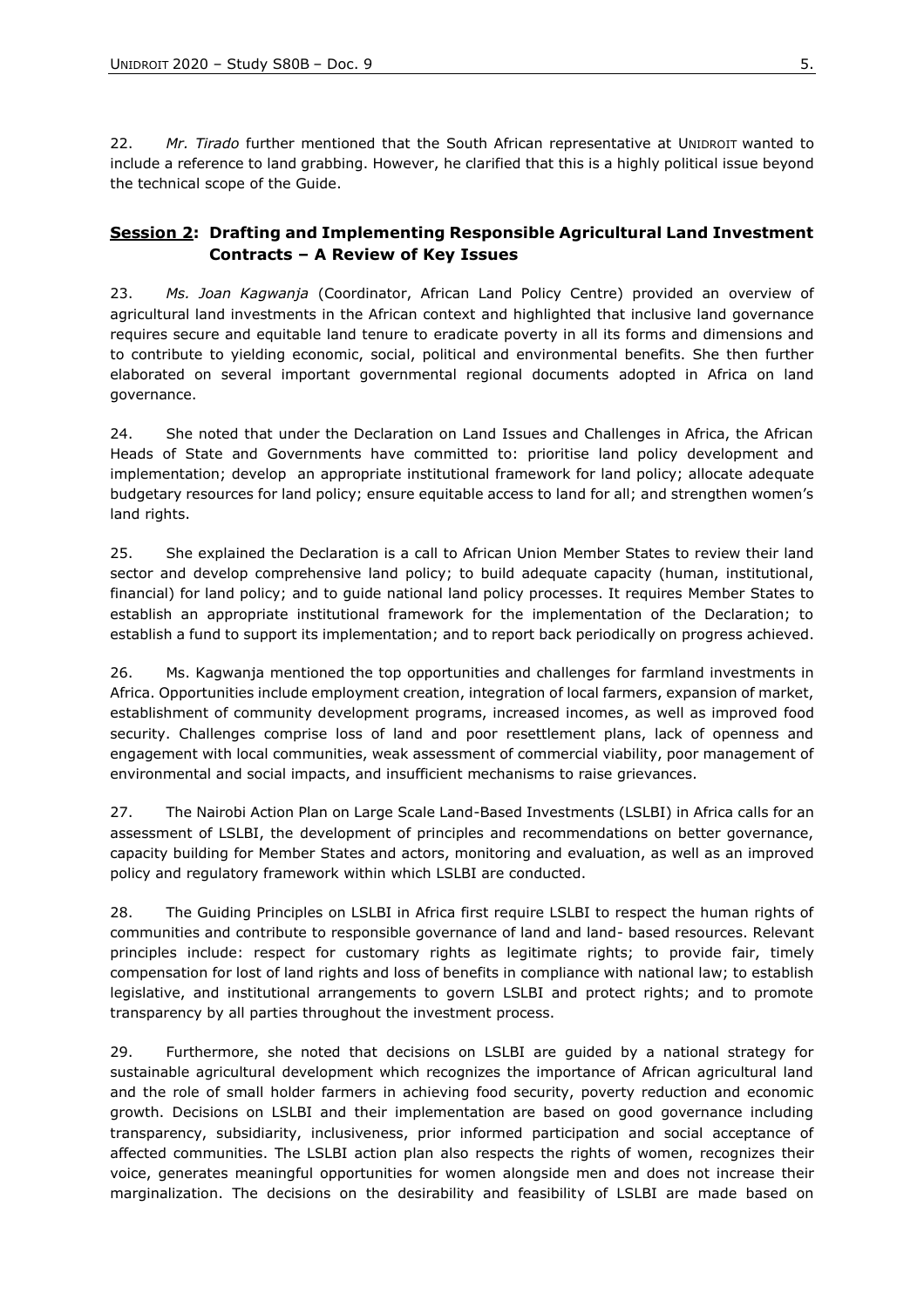22. *Mr. Tirado* further mentioned that the South African representative at UNIDROIT wanted to include a reference to land grabbing. However, he clarified that this is a highly political issue beyond the technical scope of the Guide.

## **Session 2: Drafting and Implementing Responsible Agricultural Land Investment Contracts – A Review of Key Issues**

23. *Ms. Joan Kagwanja* (Coordinator, African Land Policy Centre) provided an overview of agricultural land investments in the African context and highlighted that inclusive land governance requires secure and equitable land tenure to eradicate poverty in all its forms and dimensions and to contribute to yielding economic, social, political and environmental benefits. She then further elaborated on several important governmental regional documents adopted in Africa on land governance.

24. She noted that under the Declaration on Land Issues and Challenges in Africa, the African Heads of State and Governments have committed to: prioritise land policy development and implementation; develop an appropriate institutional framework for land policy; allocate adequate budgetary resources for land policy; ensure equitable access to land for all; and strengthen women's land rights.

25. She explained the Declaration is a call to African Union Member States to review their land sector and develop comprehensive land policy; to build adequate capacity (human, institutional, financial) for land policy; and to guide national land policy processes. It requires Member States to establish an appropriate institutional framework for the implementation of the Declaration; to establish a fund to support its implementation; and to report back periodically on progress achieved.

26. Ms. Kagwanja mentioned the top opportunities and challenges for farmland investments in Africa. Opportunities include employment creation, integration of local farmers, expansion of market, establishment of community development programs, increased incomes, as well as improved food security. Challenges comprise loss of land and poor resettlement plans, lack of openness and engagement with local communities, weak assessment of commercial viability, poor management of environmental and social impacts, and insufficient mechanisms to raise grievances.

27. The Nairobi Action Plan on Large Scale Land-Based Investments (LSLBI) in Africa calls for an assessment of LSLBI, the development of principles and recommendations on better governance, capacity building for Member States and actors, monitoring and evaluation, as well as an improved policy and regulatory framework within which LSLBI are conducted.

28. The Guiding Principles on LSLBI in Africa first require LSLBI to respect the human rights of communities and contribute to responsible governance of land and land- based resources. Relevant principles include: respect for customary rights as legitimate rights; to provide fair, timely compensation for lost of land rights and loss of benefits in compliance with national law; to establish legislative, and institutional arrangements to govern LSLBI and protect rights; and to promote transparency by all parties throughout the investment process.

29. Furthermore, she noted that decisions on LSLBI are guided by a national strategy for sustainable agricultural development which recognizes the importance of African agricultural land and the role of small holder farmers in achieving food security, poverty reduction and economic growth. Decisions on LSLBI and their implementation are based on good governance including transparency, subsidiarity, inclusiveness, prior informed participation and social acceptance of affected communities. The LSLBI action plan also respects the rights of women, recognizes their voice, generates meaningful opportunities for women alongside men and does not increase their marginalization. The decisions on the desirability and feasibility of LSLBI are made based on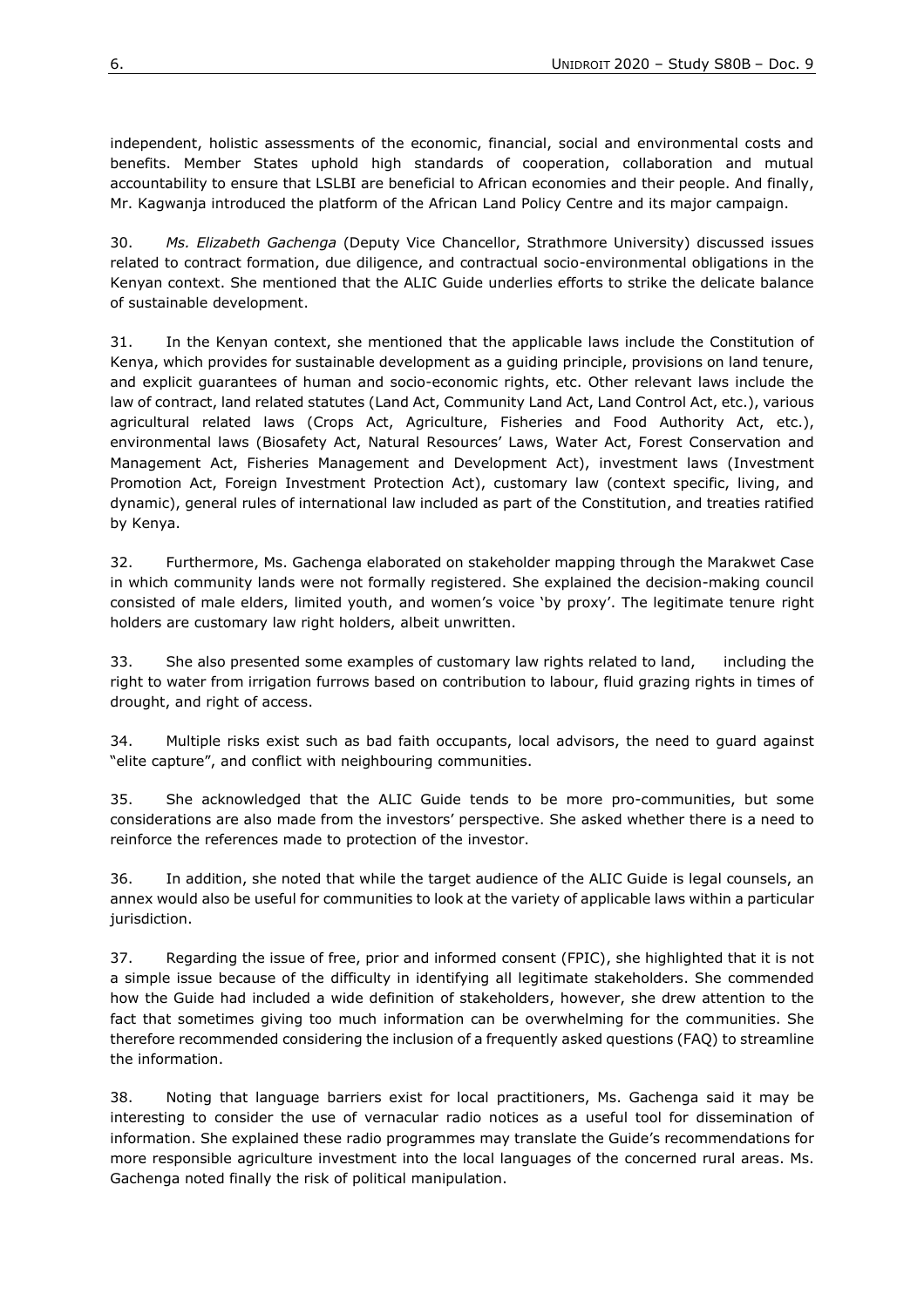independent, holistic assessments of the economic, financial, social and environmental costs and benefits. Member States uphold high standards of cooperation, collaboration and mutual accountability to ensure that LSLBI are beneficial to African economies and their people. And finally, Mr. Kagwanja introduced the platform of the African Land Policy Centre and its major campaign.

30. *Ms. Elizabeth Gachenga* (Deputy Vice Chancellor, Strathmore University) discussed issues related to contract formation, due diligence, and contractual socio-environmental obligations in the Kenyan context. She mentioned that the ALIC Guide underlies efforts to strike the delicate balance of sustainable development.

31. In the Kenyan context, she mentioned that the applicable laws include the Constitution of Kenya, which provides for sustainable development as a guiding principle, provisions on land tenure, and explicit guarantees of human and socio-economic rights, etc. Other relevant laws include the law of contract, land related statutes (Land Act, Community Land Act, Land Control Act, etc.), various agricultural related laws (Crops Act, Agriculture, Fisheries and Food Authority Act, etc.), environmental laws (Biosafety Act, Natural Resources' Laws, Water Act, Forest Conservation and Management Act, Fisheries Management and Development Act), investment laws (Investment Promotion Act, Foreign Investment Protection Act), customary law (context specific, living, and dynamic), general rules of international law included as part of the Constitution, and treaties ratified by Kenya.

32. Furthermore, Ms. Gachenga elaborated on stakeholder mapping through the Marakwet Case in which community lands were not formally registered. She explained the decision-making council consisted of male elders, limited youth, and women's voice 'by proxy'. The legitimate tenure right holders are customary law right holders, albeit unwritten.

33. She also presented some examples of customary law rights related to land, including the right to water from irrigation furrows based on contribution to labour, fluid grazing rights in times of drought, and right of access.

34. Multiple risks exist such as bad faith occupants, local advisors, the need to guard against "elite capture", and conflict with neighbouring communities.

35. She acknowledged that the ALIC Guide tends to be more pro-communities, but some considerations are also made from the investors' perspective. She asked whether there is a need to reinforce the references made to protection of the investor.

36. In addition, she noted that while the target audience of the ALIC Guide is legal counsels, an annex would also be useful for communities to look at the variety of applicable laws within a particular jurisdiction.

37. Regarding the issue of free, prior and informed consent (FPIC), she highlighted that it is not a simple issue because of the difficulty in identifying all legitimate stakeholders. She commended how the Guide had included a wide definition of stakeholders, however, she drew attention to the fact that sometimes giving too much information can be overwhelming for the communities. She therefore recommended considering the inclusion of a frequently asked questions (FAQ) to streamline the information.

38. Noting that language barriers exist for local practitioners, Ms. Gachenga said it may be interesting to consider the use of vernacular radio notices as a useful tool for dissemination of information. She explained these radio programmes may translate the Guide's recommendations for more responsible agriculture investment into the local languages of the concerned rural areas. Ms. Gachenga noted finally the risk of political manipulation.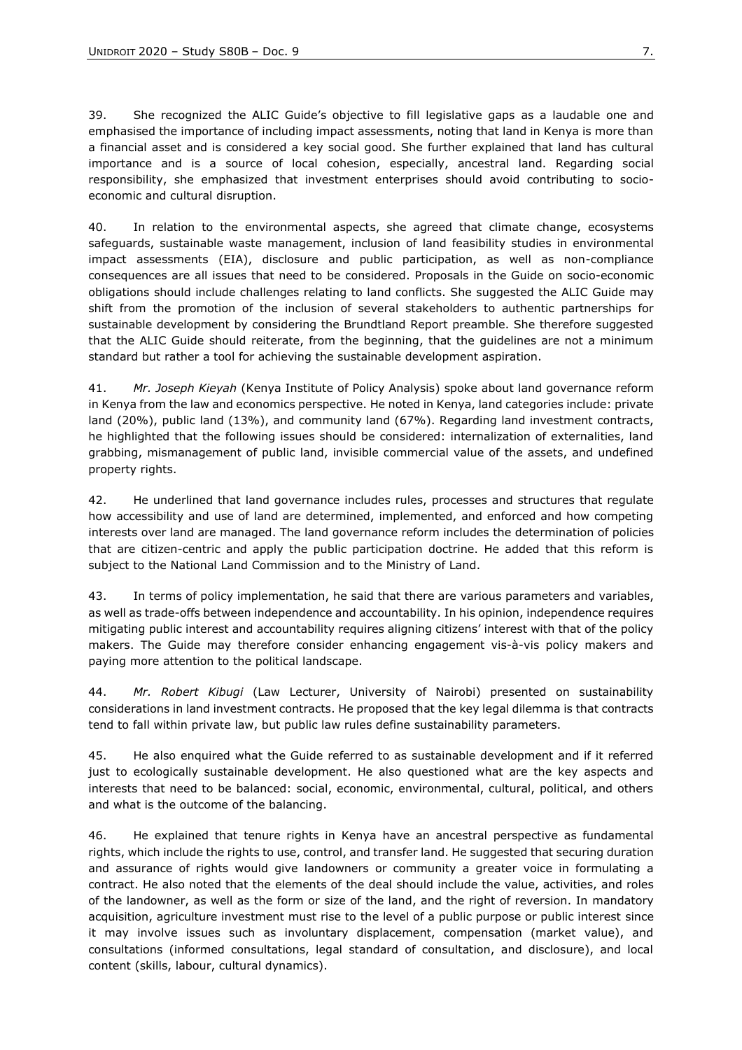39. She recognized the ALIC Guide's objective to fill legislative gaps as a laudable one and emphasised the importance of including impact assessments, noting that land in Kenya is more than a financial asset and is considered a key social good. She further explained that land has cultural importance and is a source of local cohesion, especially, ancestral land. Regarding social responsibility, she emphasized that investment enterprises should avoid contributing to socio-economic and cultural disruption.

40. In relation to the environmental aspects, she agreed that climate change, ecosystems safeguards, sustainable waste management, inclusion of land feasibility studies in environmental impact assessments (EIA), disclosure and public participation, as well as non-compliance consequences are all issues that need to be considered. Proposals in the Guide on socio-economic obligations should include challenges relating to land conflicts. She suggested the ALIC Guide may shift from the promotion of the inclusion of several stakeholders to authentic partnerships for sustainable development by considering the Brundtland Report preamble. She therefore suggested that the ALIC Guide should reiterate, from the beginning, that the guidelines are not a minimum standard but rather a tool for achieving the sustainable development aspiration.

41. *Mr. Joseph Kieyah* (Kenya Institute of Policy Analysis) spoke about land governance reform in Kenya from the law and economics perspective. He noted in Kenya, land categories include: private land (20%), public land (13%), and community land (67%). Regarding land investment contracts, he highlighted that the following issues should be considered: internalization of externalities, land grabbing, mismanagement of public land, invisible commercial value of the assets, and undefined property rights.

42. He underlined that land governance includes rules, processes and structures that regulate how accessibility and use of land are determined, implemented, and enforced and how competing interests over land are managed. The land governance reform includes the determination of policies that are citizen-centric and apply the public participation doctrine. He added that this reform is subject to the National Land Commission and to the Ministry of Land.

43. In terms of policy implementation, he said that there are various parameters and variables, as well as trade-offs between independence and accountability. In his opinion, independence requires mitigating public interest and accountability requires aligning citizens' interest with that of the policy makers. The Guide may therefore consider enhancing engagement vis-à-vis policy makers and paying more attention to the political landscape.

44. *Mr. Robert Kibugi* (Law Lecturer, University of Nairobi) presented on sustainability considerations in land investment contracts. He proposed that the key legal dilemma is that contracts tend to fall within private law, but public law rules define sustainability parameters.

45. He also enquired what the Guide referred to as sustainable development and if it referred just to ecologically sustainable development. He also questioned what are the key aspects and interests that need to be balanced: social, economic, environmental, cultural, political, and others and what is the outcome of the balancing.

46. He explained that tenure rights in Kenya have an ancestral perspective as fundamental rights, which include the rights to use, control, and transfer land. He suggested that securing duration and assurance of rights would give landowners or community a greater voice in formulating a contract. He also noted that the elements of the deal should include the value, activities, and roles of the landowner, as well as the form or size of the land, and the right of reversion. In mandatory acquisition, agriculture investment must rise to the level of a public purpose or public interest since it may involve issues such as involuntary displacement, compensation (market value), and consultations (informed consultations, legal standard of consultation, and disclosure), and local content (skills, labour, cultural dynamics).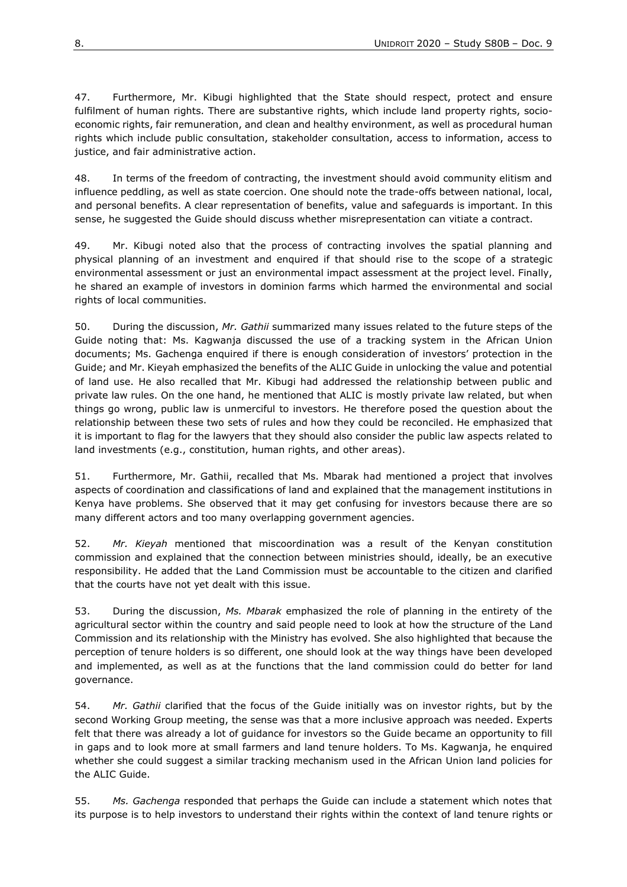47. Furthermore, Mr. Kibugi highlighted that the State should respect, protect and ensure fulfilment of human rights. There are substantive rights, which include land property rights, socio-economic rights, fair remuneration, and clean and healthy environment, as well as procedural human rights which include public consultation, stakeholder consultation, access to information, access to justice, and fair administrative action.

48. In terms of the freedom of contracting, the investment should avoid community elitism and influence peddling, as well as state coercion. One should note the trade-offs between national, local, and personal benefits. A clear representation of benefits, value and safeguards is important. In this sense, he suggested the Guide should discuss whether misrepresentation can vitiate a contract.

49. Mr. Kibugi noted also that the process of contracting involves the spatial planning and physical planning of an investment and enquired if that should rise to the scope of a strategic environmental assessment or just an environmental impact assessment at the project level. Finally, he shared an example of investors in dominion farms which harmed the environmental and social rights of local communities.

50. During the discussion, *Mr. Gathii* summarized many issues related to the future steps of the Guide noting that: Ms. Kagwanja discussed the use of a tracking system in the African Union documents; Ms. Gachenga enquired if there is enough consideration of investors' protection in the Guide; and Mr. Kieyah emphasized the benefits of the ALIC Guide in unlocking the value and potential of land use. He also recalled that Mr. Kibugi had addressed the relationship between public and private law rules. On the one hand, he mentioned that ALIC is mostly private law related, but when things go wrong, public law is unmerciful to investors. He therefore posed the question about the relationship between these two sets of rules and how they could be reconciled. He emphasized that it is important to flag for the lawyers that they should also consider the public law aspects related to land investments (e.g., constitution, human rights, and other areas).

51. Furthermore, Mr. Gathii, recalled that Ms. Mbarak had mentioned a project that involves aspects of coordination and classifications of land and explained that the management institutions in Kenya have problems. She observed that it may get confusing for investors because there are so many different actors and too many overlapping government agencies.

52. *Mr. Kieyah* mentioned that miscoordination was a result of the Kenyan constitution commission and explained that the connection between ministries should, ideally, be an executive responsibility. He added that the Land Commission must be accountable to the citizen and clarified that the courts have not yet dealt with this issue.

53. During the discussion, *Ms. Mbarak* emphasized the role of planning in the entirety of the agricultural sector within the country and said people need to look at how the structure of the Land Commission and its relationship with the Ministry has evolved. She also highlighted that because the perception of tenure holders is so different, one should look at the way things have been developed and implemented, as well as at the functions that the land commission could do better for land governance.

54. *Mr. Gathii* clarified that the focus of the Guide initially was on investor rights, but by the second Working Group meeting, the sense was that a more inclusive approach was needed. Experts felt that there was already a lot of guidance for investors so the Guide became an opportunity to fill in gaps and to look more at small farmers and land tenure holders. To Ms. Kagwanja, he enquired whether she could suggest a similar tracking mechanism used in the African Union land policies for the ALIC Guide.

55. *Ms. Gachenga* responded that perhaps the Guide can include a statement which notes that its purpose is to help investors to understand their rights within the context of land tenure rights or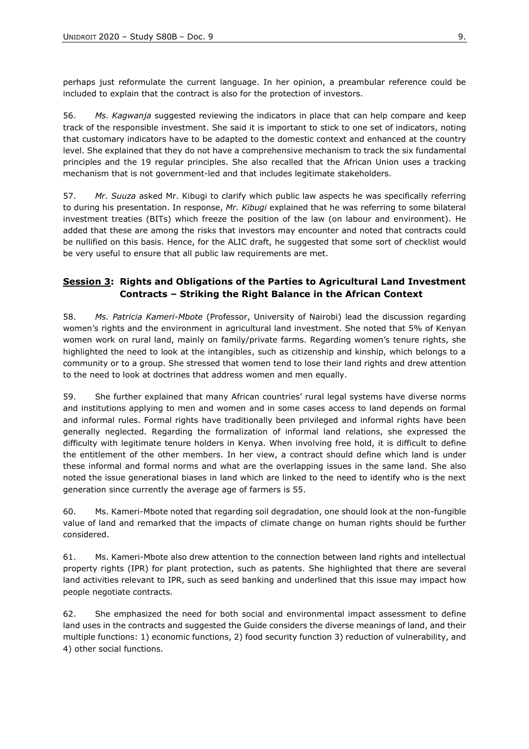perhaps just reformulate the current language. In her opinion, a preambular reference could be included to explain that the contract is also for the protection of investors.

56. *Ms. Kagwanja* suggested reviewing the indicators in place that can help compare and keep track of the responsible investment. She said it is important to stick to one set of indicators, noting that customary indicators have to be adapted to the domestic context and enhanced at the country level. She explained that they do not have a comprehensive mechanism to track the six fundamental principles and the 19 regular principles. She also recalled that the African Union uses a tracking mechanism that is not government-led and that includes legitimate stakeholders.

57. *Mr. Suuza* asked Mr. Kibugi to clarify which public law aspects he was specifically referring to during his presentation. In response, *Mr. Kibugi* explained that he was referring to some bilateral investment treaties (BITs) which freeze the position of the law (on labour and environment). He added that these are among the risks that investors may encounter and noted that contracts could be nullified on this basis. Hence, for the ALIC draft, he suggested that some sort of checklist would be very useful to ensure that all public law requirements are met.

## **<u>Session 3</u>: Rights and Obligations of the Parties to Agricultural Land Investment Contracts – Striking the Right Balance in the African Context**

58. *Ms. Patricia Kameri-Mbote* (Professor, University of Nairobi) lead the discussion regarding women's rights and the environment in agricultural land investment. She noted that 5% of Kenyan women work on rural land, mainly on family/private farms. Regarding women's tenure rights, she highlighted the need to look at the intangibles, such as citizenship and kinship, which belongs to a community or to a group. She stressed that women tend to lose their land rights and drew attention to the need to look at doctrines that address women and men equally.

59. She further explained that many African countries' rural legal systems have diverse norms and institutions applying to men and women and in some cases access to land depends on formal and informal rules. Formal rights have traditionally been privileged and informal rights have been generally neglected. Regarding the formalization of informal land relations, she expressed the difficulty with legitimate tenure holders in Kenya. When involving free hold, it is difficult to define the entitlement of the other members. In her view, a contract should define which land is under these informal and formal norms and what are the overlapping issues in the same land. She also noted the issue generational biases in land which are linked to the need to identify who is the next generation since currently the average age of farmers is 55.

60. Ms. Kameri-Mbote noted that regarding soil degradation, one should look at the non-fungible value of land and remarked that the impacts of climate change on human rights should be further considered.

61. Ms. Kameri-Mbote also drew attention to the connection between land rights and intellectual property rights (IPR) for plant protection, such as patents. She highlighted that there are several land activities relevant to IPR, such as seed banking and underlined that this issue may impact how people negotiate contracts.

62. She emphasized the need for both social and environmental impact assessment to define land uses in the contracts and suggested the Guide considers the diverse meanings of land, and their multiple functions: 1) economic functions, 2) food security function 3) reduction of vulnerability, and 4) other social functions.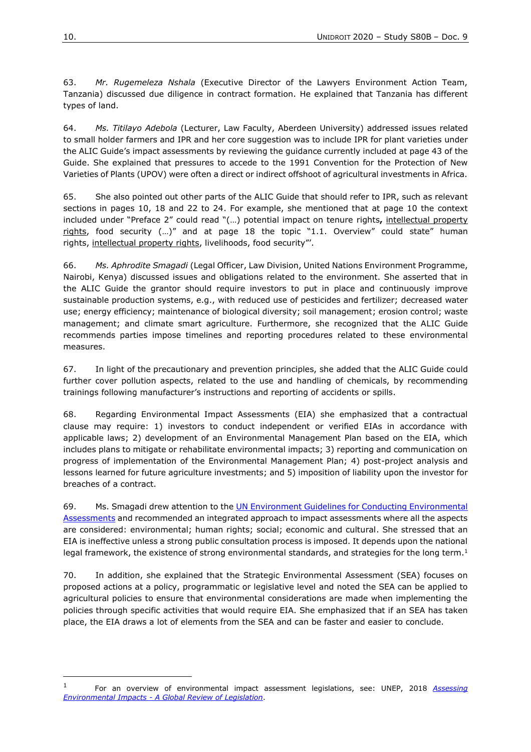63. *Mr. Rugemeleza Nshala* (Executive Director of the Lawyers Environment Action Team, Tanzania) discussed due diligence in contract formation. He explained that Tanzania has different types of land.

64. *Ms. Titilayo Adebola* (Lecturer, Law Faculty, Aberdeen University) addressed issues related to small holder farmers and IPR and her core suggestion was to include IPR for plant varieties under the ALIC Guide's impact assessments by reviewing the guidance currently included at page 43 of the Guide. She explained that pressures to accede to the 1991 Convention for the Protection of New Varieties of Plants (UPOV) were often a direct or indirect offshoot of agricultural investments in Africa.

65. She also pointed out other parts of the ALIC Guide that should refer to IPR, such as relevant sections in pages 10, 18 and 22 to 24. For example, she mentioned that at page 10 the context included under "Preface 2" could read "(…) potential impact on tenure rights**,** intellectual property rights, food security (…)" and at page 18 the topic "1.1. Overview" could state" human rights, intellectual property rights, livelihoods, food security"'.

66. *Ms. Aphrodite Smagadi* (Legal Officer, Law Division, United Nations Environment Programme, Nairobi, Kenya) discussed issues and obligations related to the environment. She asserted that in the ALIC Guide the grantor should require investors to put in place and continuously improve sustainable production systems, e.g., with reduced use of pesticides and fertilizer; decreased water use; energy efficiency; maintenance of biological diversity; soil management; erosion control; waste management; and climate smart agriculture. Furthermore, she recognized that the ALIC Guide recommends parties impose timelines and reporting procedures related to these environmental measures.

67. In light of the precautionary and prevention principles, she added that the ALIC Guide could further cover pollution aspects, related to the use and handling of chemicals, by recommending trainings following manufacturer's instructions and reporting of accidents or spills.

68. Regarding Environmental Impact Assessments (EIA) she emphasized that a contractual clause may require: 1) investors to conduct independent or verified EIAs in accordance with applicable laws; 2) development of an Environmental Management Plan based on the EIA, which includes plans to mitigate or rehabilitate environmental impacts; 3) reporting and communication on progress of implementation of the Environmental Management Plan; 4) post-project analysis and lessons learned for future agriculture investments; and 5) imposition of liability upon the investor for breaches of a contract.

69. Ms. Smagadi drew attention to the UN Environment Guidelines for Conducting Environmental Assessments and recommended an integrated approach to impact assessments where all the aspects are considered: environmental; human rights; social; economic and cultural. She stressed that an EIA is ineffective unless a strong public consultation process is imposed. It depends upon the national legal framework, the existence of strong environmental standards, and strategies for the long term.[1]

70. In addition, she explained that the Strategic Environmental Assessment (SEA) focuses on proposed actions at a policy, programmatic or legislative level and noted the SEA can be applied to agricultural policies to ensure that environmental considerations are made when implementing the policies through specific activities that would require EIA. She emphasized that if an SEA has taken place, the EIA draws a lot of elements from the SEA and can be faster and easier to conclude.

---

[1] For an overview of environmental impact assessment legislations, see: UNEP, 2018 *Assessing Environmental Impacts - A Global Review of Legislation*.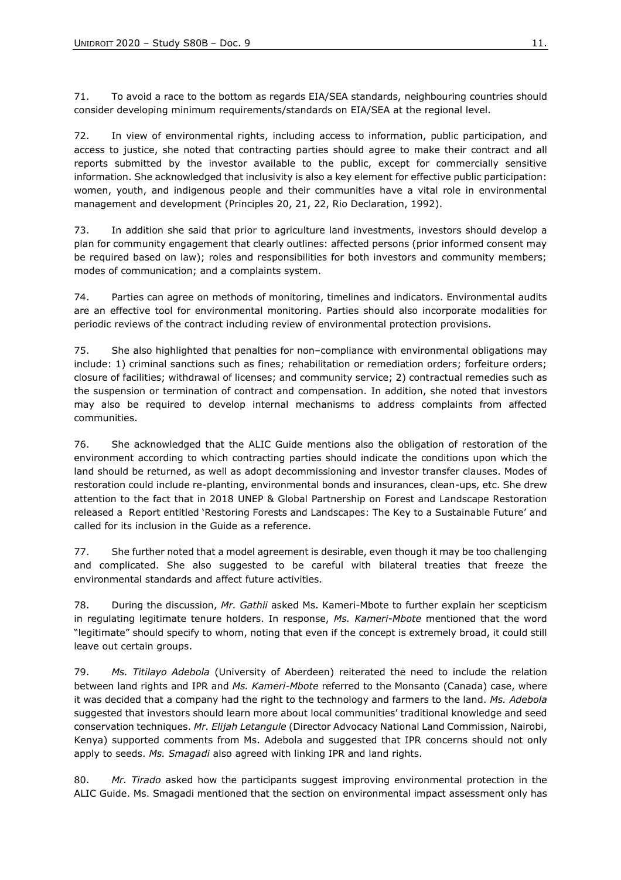71. To avoid a race to the bottom as regards EIA/SEA standards, neighbouring countries should consider developing minimum requirements/standards on EIA/SEA at the regional level.

72. In view of environmental rights, including access to information, public participation, and access to justice, she noted that contracting parties should agree to make their contract and all reports submitted by the investor available to the public, except for commercially sensitive information. She acknowledged that inclusivity is also a key element for effective public participation: women, youth, and indigenous people and their communities have a vital role in environmental management and development (Principles 20, 21, 22, Rio Declaration, 1992).

73. In addition she said that prior to agriculture land investments, investors should develop a plan for community engagement that clearly outlines: affected persons (prior informed consent may be required based on law); roles and responsibilities for both investors and community members; modes of communication; and a complaints system.

74. Parties can agree on methods of monitoring, timelines and indicators. Environmental audits are an effective tool for environmental monitoring. Parties should also incorporate modalities for periodic reviews of the contract including review of environmental protection provisions.

75. She also highlighted that penalties for non–compliance with environmental obligations may include: 1) criminal sanctions such as fines; rehabilitation or remediation orders; forfeiture orders; closure of facilities; withdrawal of licenses; and community service; 2) contractual remedies such as the suspension or termination of contract and compensation. In addition, she noted that investors may also be required to develop internal mechanisms to address complaints from affected communities.

76. She acknowledged that the ALIC Guide mentions also the obligation of restoration of the environment according to which contracting parties should indicate the conditions upon which the land should be returned, as well as adopt decommissioning and investor transfer clauses. Modes of restoration could include re-planting, environmental bonds and insurances, clean-ups, etc. She drew attention to the fact that in 2018 UNEP & Global Partnership on Forest and Landscape Restoration released a Report entitled 'Restoring Forests and Landscapes: The Key to a Sustainable Future' and called for its inclusion in the Guide as a reference.

77. She further noted that a model agreement is desirable, even though it may be too challenging and complicated. She also suggested to be careful with bilateral treaties that freeze the environmental standards and affect future activities.

78. During the discussion, *Mr. Gathii* asked Ms. Kameri-Mbote to further explain her scepticism in regulating legitimate tenure holders. In response, *Ms. Kameri-Mbote* mentioned that the word "legitimate" should specify to whom, noting that even if the concept is extremely broad, it could still leave out certain groups.

79. *Ms. Titilayo Adebola* (University of Aberdeen) reiterated the need to include the relation between land rights and IPR and *Ms. Kameri-Mbote* referred to the Monsanto (Canada) case, where it was decided that a company had the right to the technology and farmers to the land. *Ms. Adebola* suggested that investors should learn more about local communities' traditional knowledge and seed conservation techniques. *Mr. Elijah Letangule* (Director Advocacy National Land Commission, Nairobi, Kenya) supported comments from Ms. Adebola and suggested that IPR concerns should not only apply to seeds. *Ms. Smagadi* also agreed with linking IPR and land rights.

80. *Mr. Tirado* asked how the participants suggest improving environmental protection in the ALIC Guide. Ms. Smagadi mentioned that the section on environmental impact assessment only has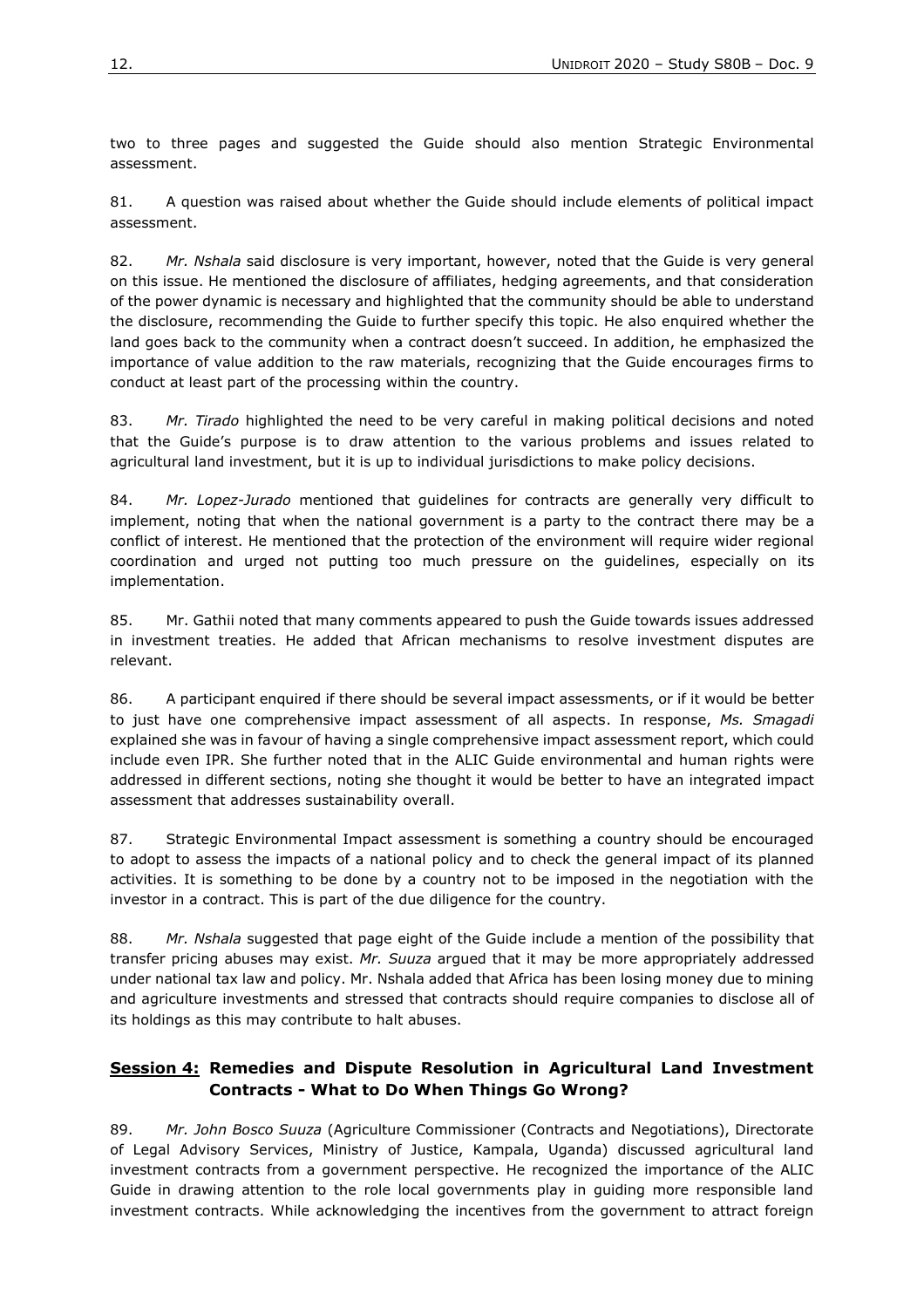two to three pages and suggested the Guide should also mention Strategic Environmental assessment.

81. A question was raised about whether the Guide should include elements of political impact assessment.

82. *Mr. Nshala* said disclosure is very important, however, noted that the Guide is very general on this issue. He mentioned the disclosure of affiliates, hedging agreements, and that consideration of the power dynamic is necessary and highlighted that the community should be able to understand the disclosure, recommending the Guide to further specify this topic. He also enquired whether the land goes back to the community when a contract doesn't succeed. In addition, he emphasized the importance of value addition to the raw materials, recognizing that the Guide encourages firms to conduct at least part of the processing within the country.

83. *Mr. Tirado* highlighted the need to be very careful in making political decisions and noted that the Guide's purpose is to draw attention to the various problems and issues related to agricultural land investment, but it is up to individual jurisdictions to make policy decisions.

84. *Mr. Lopez-Jurado* mentioned that guidelines for contracts are generally very difficult to implement, noting that when the national government is a party to the contract there may be a conflict of interest. He mentioned that the protection of the environment will require wider regional coordination and urged not putting too much pressure on the guidelines, especially on its implementation.

85. Mr. Gathii noted that many comments appeared to push the Guide towards issues addressed in investment treaties. He added that African mechanisms to resolve investment disputes are relevant.

86. A participant enquired if there should be several impact assessments, or if it would be better to just have one comprehensive impact assessment of all aspects. In response, *Ms. Smagadi* explained she was in favour of having a single comprehensive impact assessment report, which could include even IPR. She further noted that in the ALIC Guide environmental and human rights were addressed in different sections, noting she thought it would be better to have an integrated impact assessment that addresses sustainability overall.

87. Strategic Environmental Impact assessment is something a country should be encouraged to adopt to assess the impacts of a national policy and to check the general impact of its planned activities. It is something to be done by a country not to be imposed in the negotiation with the investor in a contract. This is part of the due diligence for the country.

88. *Mr. Nshala* suggested that page eight of the Guide include a mention of the possibility that transfer pricing abuses may exist. *Mr. Suuza* argued that it may be more appropriately addressed under national tax law and policy. Mr. Nshala added that Africa has been losing money due to mining and agriculture investments and stressed that contracts should require companies to disclose all of its holdings as this may contribute to halt abuses.

## **Session 4: Remedies and Dispute Resolution in Agricultural Land Investment Contracts - What to Do When Things Go Wrong?**

89. *Mr. John Bosco Suuza* (Agriculture Commissioner (Contracts and Negotiations), Directorate of Legal Advisory Services, Ministry of Justice, Kampala, Uganda) discussed agricultural land investment contracts from a government perspective. He recognized the importance of the ALIC Guide in drawing attention to the role local governments play in guiding more responsible land investment contracts. While acknowledging the incentives from the government to attract foreign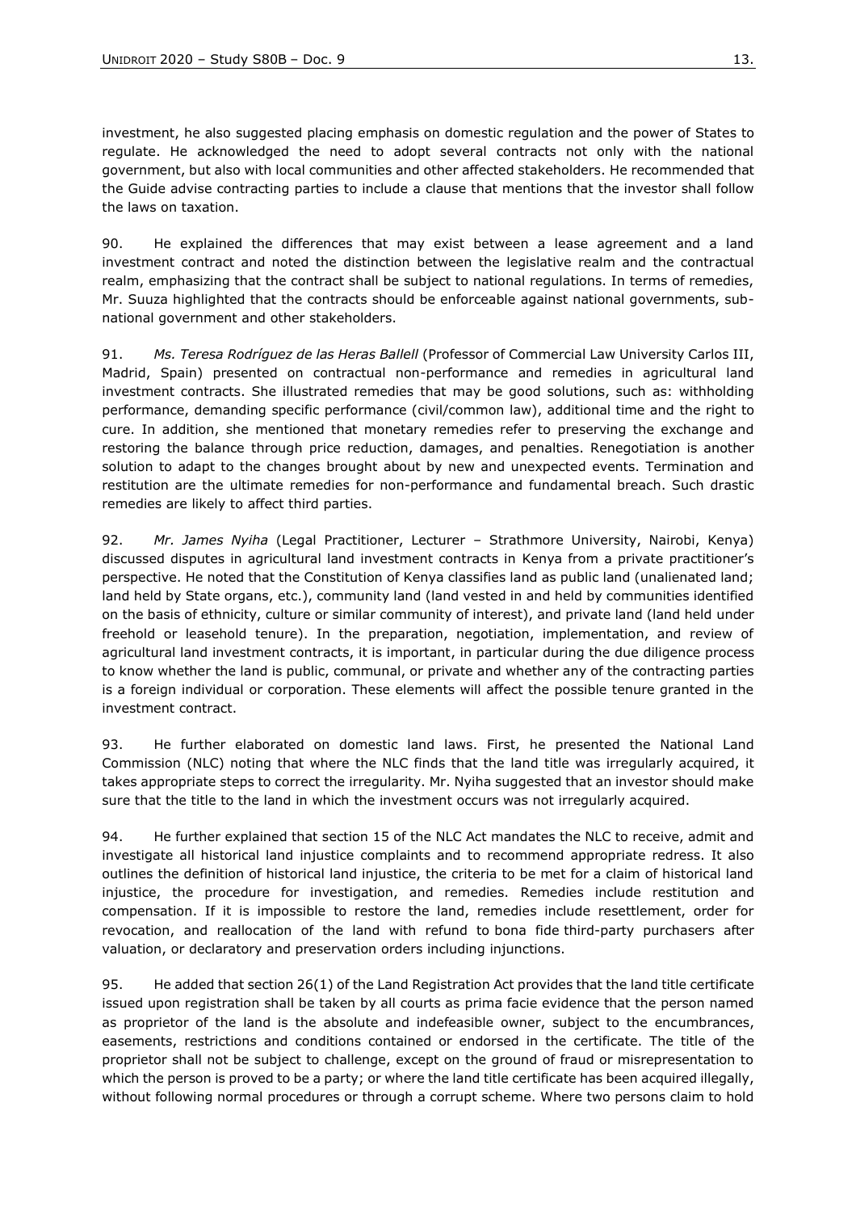investment, he also suggested placing emphasis on domestic regulation and the power of States to regulate. He acknowledged the need to adopt several contracts not only with the national government, but also with local communities and other affected stakeholders. He recommended that the Guide advise contracting parties to include a clause that mentions that the investor shall follow the laws on taxation.

90. He explained the differences that may exist between a lease agreement and a land investment contract and noted the distinction between the legislative realm and the contractual realm, emphasizing that the contract shall be subject to national regulations. In terms of remedies, Mr. Suuza highlighted that the contracts should be enforceable against national governments, sub-national government and other stakeholders.

91. *Ms. Teresa Rodríguez de las Heras Ballell* (Professor of Commercial Law University Carlos III, Madrid, Spain) presented on contractual non-performance and remedies in agricultural land investment contracts. She illustrated remedies that may be good solutions, such as: withholding performance, demanding specific performance (civil/common law), additional time and the right to cure. In addition, she mentioned that monetary remedies refer to preserving the exchange and restoring the balance through price reduction, damages, and penalties. Renegotiation is another solution to adapt to the changes brought about by new and unexpected events. Termination and restitution are the ultimate remedies for non-performance and fundamental breach. Such drastic remedies are likely to affect third parties.

92. *Mr. James Nyiha* (Legal Practitioner, Lecturer – Strathmore University, Nairobi, Kenya) discussed disputes in agricultural land investment contracts in Kenya from a private practitioner's perspective. He noted that the Constitution of Kenya classifies land as public land (unalienated land; land held by State organs, etc.), community land (land vested in and held by communities identified on the basis of ethnicity, culture or similar community of interest), and private land (land held under freehold or leasehold tenure). In the preparation, negotiation, implementation, and review of agricultural land investment contracts, it is important, in particular during the due diligence process to know whether the land is public, communal, or private and whether any of the contracting parties is a foreign individual or corporation. These elements will affect the possible tenure granted in the investment contract.

93. He further elaborated on domestic land laws. First, he presented the National Land Commission (NLC) noting that where the NLC finds that the land title was irregularly acquired, it takes appropriate steps to correct the irregularity. Mr. Nyiha suggested that an investor should make sure that the title to the land in which the investment occurs was not irregularly acquired.

94. He further explained that section 15 of the NLC Act mandates the NLC to receive, admit and investigate all historical land injustice complaints and to recommend appropriate redress. It also outlines the definition of historical land injustice, the criteria to be met for a claim of historical land injustice, the procedure for investigation, and remedies. Remedies include restitution and compensation. If it is impossible to restore the land, remedies include resettlement, order for revocation, and reallocation of the land with refund to bona fide third-party purchasers after valuation, or declaratory and preservation orders including injunctions.

95. He added that section 26(1) of the Land Registration Act provides that the land title certificate issued upon registration shall be taken by all courts as prima facie evidence that the person named as proprietor of the land is the absolute and indefeasible owner, subject to the encumbrances, easements, restrictions and conditions contained or endorsed in the certificate. The title of the proprietor shall not be subject to challenge, except on the ground of fraud or misrepresentation to which the person is proved to be a party; or where the land title certificate has been acquired illegally, without following normal procedures or through a corrupt scheme. Where two persons claim to hold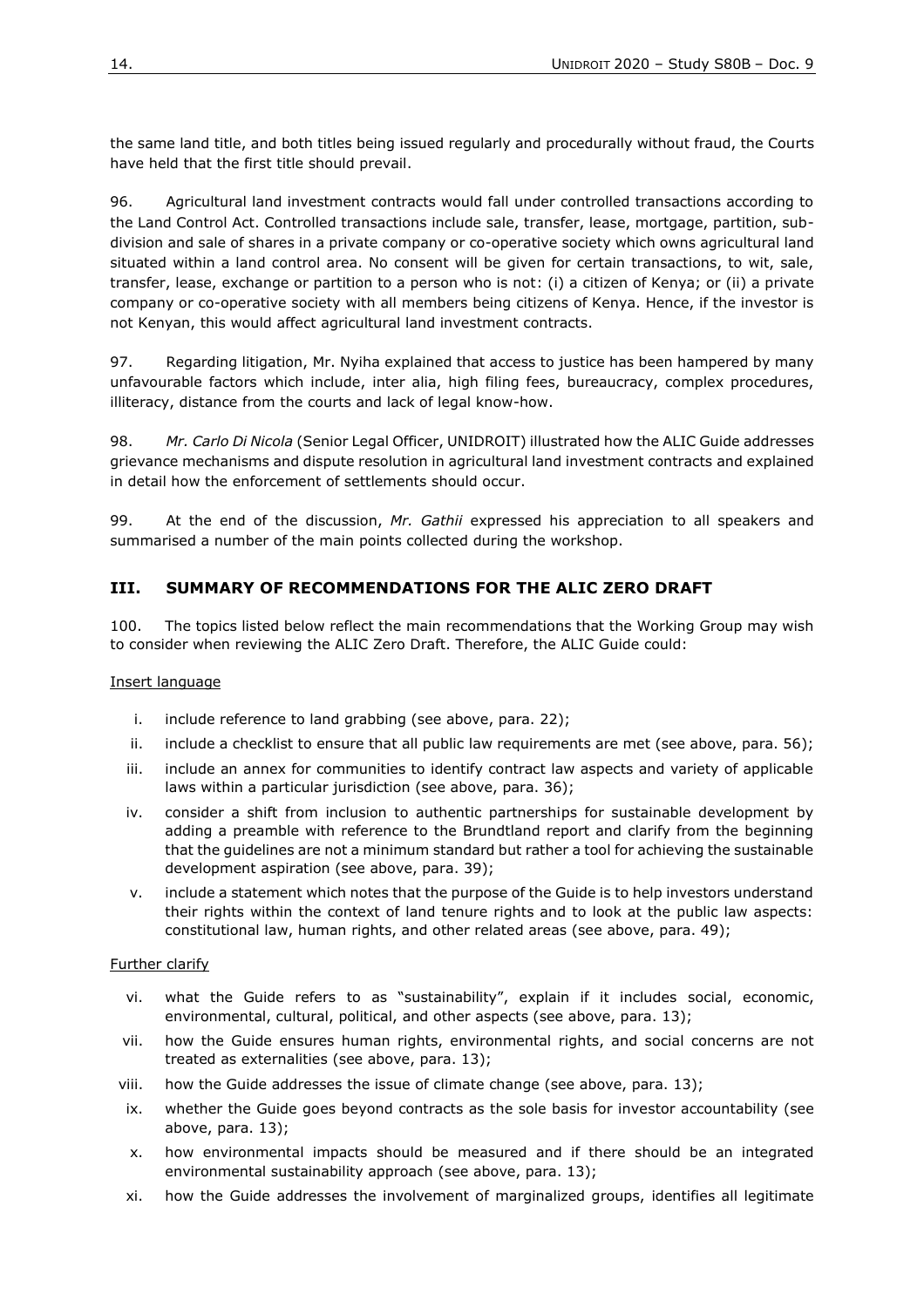the same land title, and both titles being issued regularly and procedurally without fraud, the Courts have held that the first title should prevail.

96. Agricultural land investment contracts would fall under controlled transactions according to the Land Control Act. Controlled transactions include sale, transfer, lease, mortgage, partition, sub-division and sale of shares in a private company or co-operative society which owns agricultural land situated within a land control area. No consent will be given for certain transactions, to wit, sale, transfer, lease, exchange or partition to a person who is not: (i) a citizen of Kenya; or (ii) a private company or co-operative society with all members being citizens of Kenya. Hence, if the investor is not Kenyan, this would affect agricultural land investment contracts.

97. Regarding litigation, Mr. Nyiha explained that access to justice has been hampered by many unfavourable factors which include, inter alia, high filing fees, bureaucracy, complex procedures, illiteracy, distance from the courts and lack of legal know-how.

98. *Mr. Carlo Di Nicola* (Senior Legal Officer, UNIDROIT) illustrated how the ALIC Guide addresses grievance mechanisms and dispute resolution in agricultural land investment contracts and explained in detail how the enforcement of settlements should occur.

99. At the end of the discussion, *Mr. Gathii* expressed his appreciation to all speakers and summarised a number of the main points collected during the workshop.

## III. SUMMARY OF RECOMMENDATIONS FOR THE ALIC ZERO DRAFT

100. The topics listed below reflect the main recommendations that the Working Group may wish to consider when reviewing the ALIC Zero Draft. Therefore, the ALIC Guide could:

Insert language

i. include reference to land grabbing (see above, para. 22);
ii. include a checklist to ensure that all public law requirements are met (see above, para. 56);
iii. include an annex for communities to identify contract law aspects and variety of applicable laws within a particular jurisdiction (see above, para. 36);
iv. consider a shift from inclusion to authentic partnerships for sustainable development by adding a preamble with reference to the Brundtland report and clarify from the beginning that the guidelines are not a minimum standard but rather a tool for achieving the sustainable development aspiration (see above, para. 39);
v. include a statement which notes that the purpose of the Guide is to help investors understand their rights within the context of land tenure rights and to look at the public law aspects: constitutional law, human rights, and other related areas (see above, para. 49);

Further clarify

vi. what the Guide refers to as "sustainability", explain if it includes social, economic, environmental, cultural, political, and other aspects (see above, para. 13);
vii. how the Guide ensures human rights, environmental rights, and social concerns are not treated as externalities (see above, para. 13);
viii. how the Guide addresses the issue of climate change (see above, para. 13);
ix. whether the Guide goes beyond contracts as the sole basis for investor accountability (see above, para. 13);
x. how environmental impacts should be measured and if there should be an integrated environmental sustainability approach (see above, para. 13);
xi. how the Guide addresses the involvement of marginalized groups, identifies all legitimate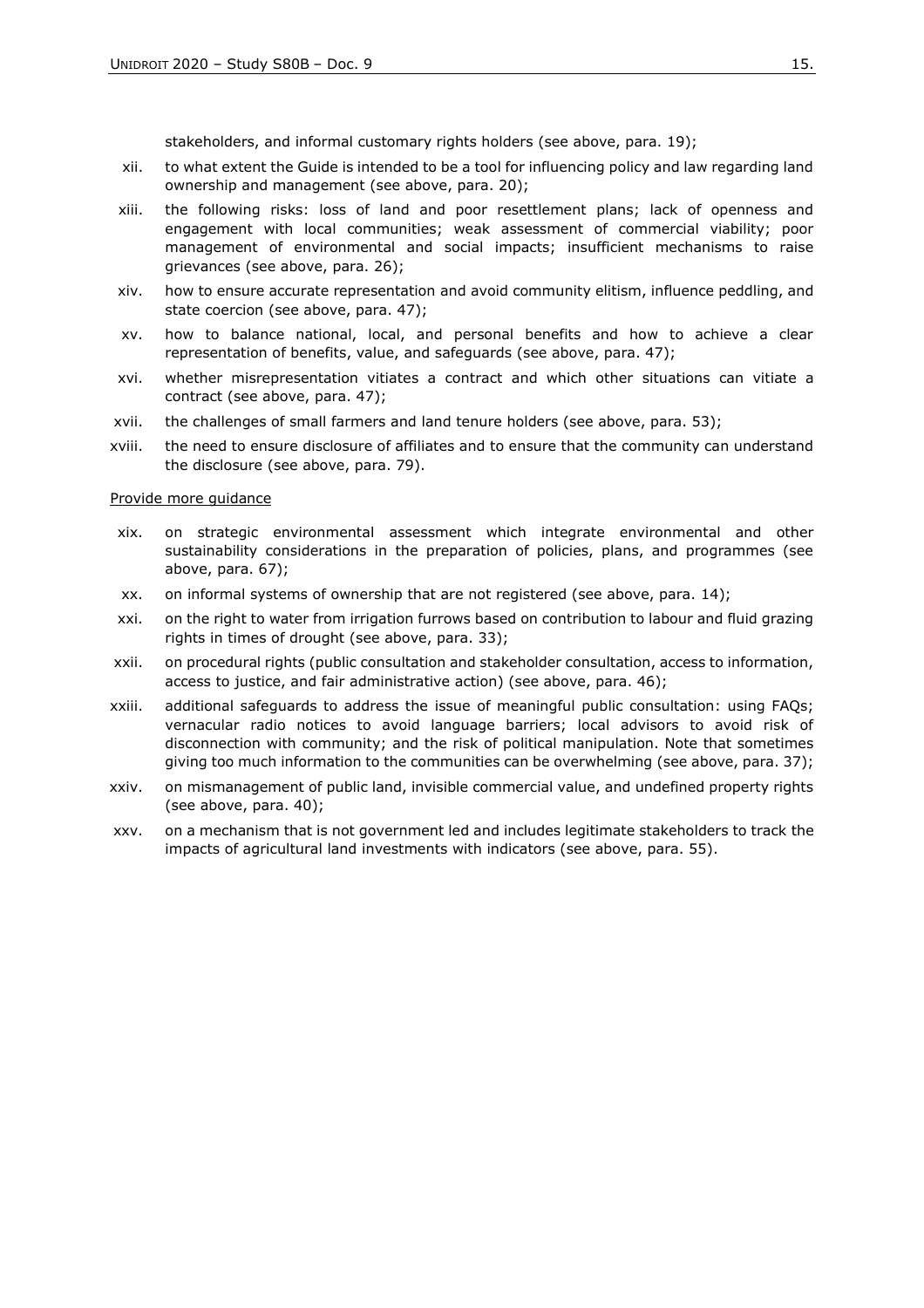stakeholders, and informal customary rights holders (see above, para. 19);

xii. to what extent the Guide is intended to be a tool for influencing policy and law regarding land ownership and management (see above, para. 20);

xiii. the following risks: loss of land and poor resettlement plans; lack of openness and engagement with local communities; weak assessment of commercial viability; poor management of environmental and social impacts; insufficient mechanisms to raise grievances (see above, para. 26);

xiv. how to ensure accurate representation and avoid community elitism, influence peddling, and state coercion (see above, para. 47);

xv. how to balance national, local, and personal benefits and how to achieve a clear representation of benefits, value, and safeguards (see above, para. 47);

xvi. whether misrepresentation vitiates a contract and which other situations can vitiate a contract (see above, para. 47);

xvii. the challenges of small farmers and land tenure holders (see above, para. 53);

xviii. the need to ensure disclosure of affiliates and to ensure that the community can understand the disclosure (see above, para. 79).

<u>Provide more guidance</u>

xix. on strategic environmental assessment which integrate environmental and other sustainability considerations in the preparation of policies, plans, and programmes (see above, para. 67);

xx. on informal systems of ownership that are not registered (see above, para. 14);

xxi. on the right to water from irrigation furrows based on contribution to labour and fluid grazing rights in times of drought (see above, para. 33);

xxii. on procedural rights (public consultation and stakeholder consultation, access to information, access to justice, and fair administrative action) (see above, para. 46);

xxiii. additional safeguards to address the issue of meaningful public consultation: using FAQs; vernacular radio notices to avoid language barriers; local advisors to avoid risk of disconnection with community; and the risk of political manipulation. Note that sometimes giving too much information to the communities can be overwhelming (see above, para. 37);

xxiv. on mismanagement of public land, invisible commercial value, and undefined property rights (see above, para. 40);

xxv. on a mechanism that is not government led and includes legitimate stakeholders to track the impacts of agricultural land investments with indicators (see above, para. 55).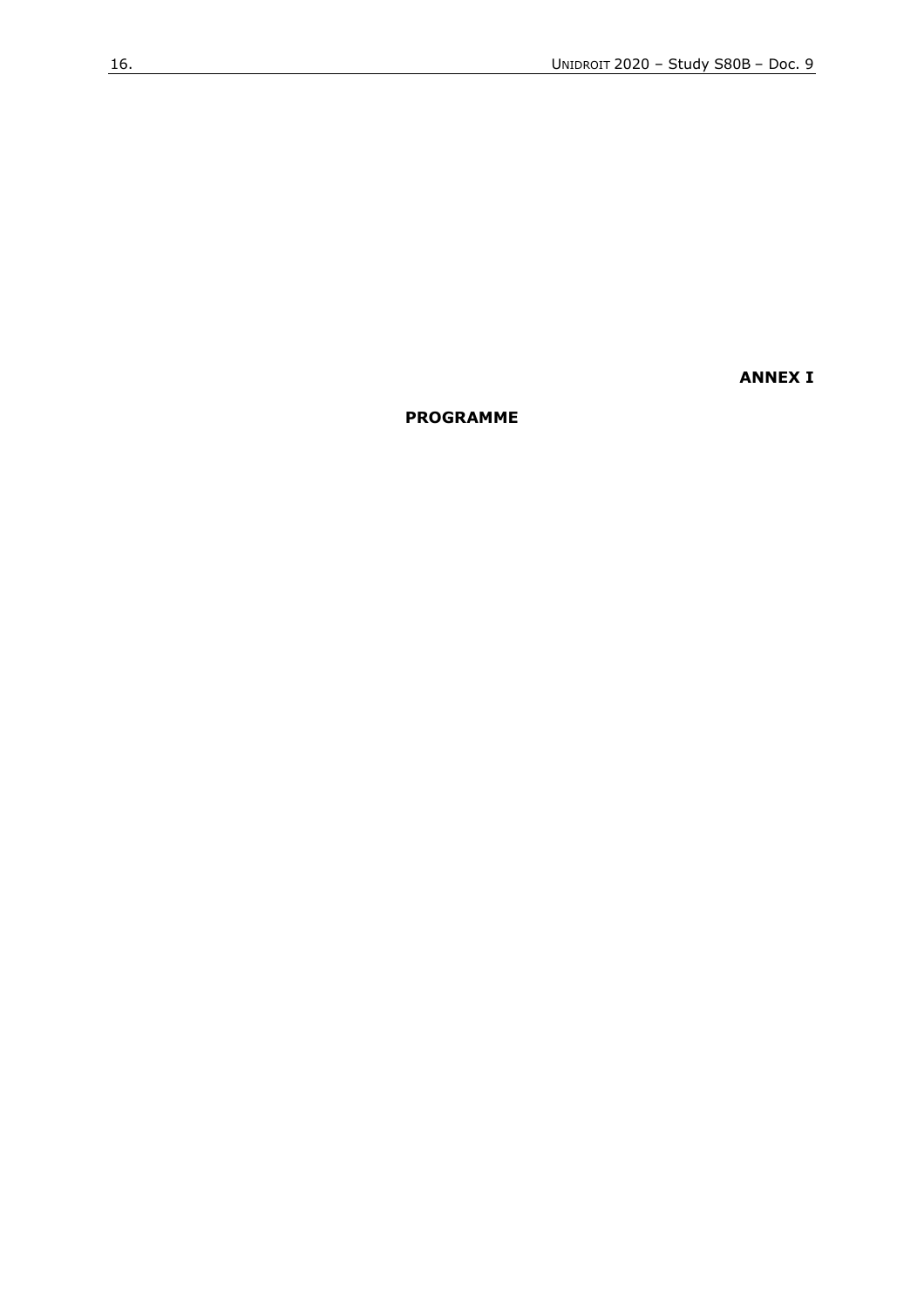**ANNEX I**

# PROGRAMME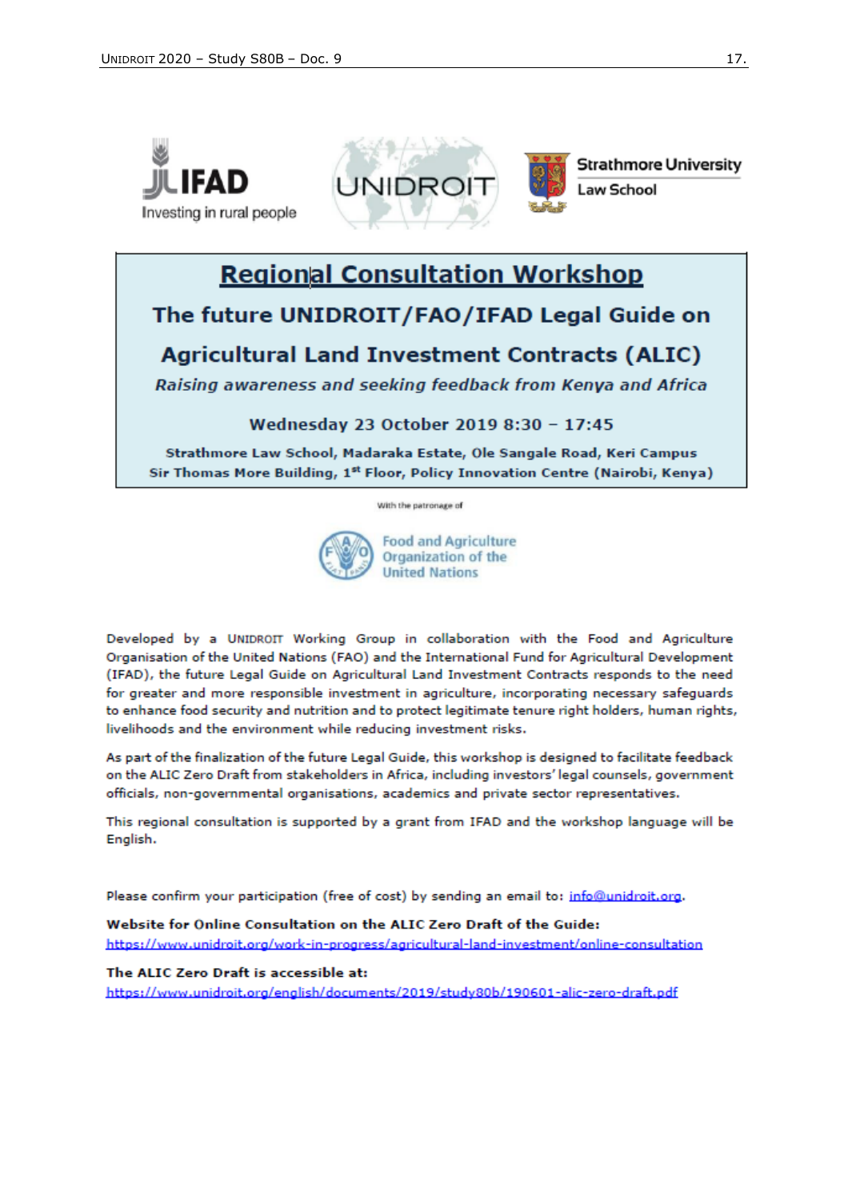IFAD
Investing in rural people

UNIDROIT

Strathmore University
Law School

# Regional Consultation Workshop

## The future UNIDROIT/FAO/IFAD Legal Guide on Agricultural Land Investment Contracts (ALIC)

***Raising awareness and seeking feedback from Kenya and Africa***

**Wednesday 23 October 2019 8:30 – 17:45**

**Strathmore Law School, Madaraka Estate, Ole Sangale Road, Keri Campus**
**Sir Thomas More Building, 1st Floor, Policy Innovation Centre (Nairobi, Kenya)**

With the patronage of

Food and Agriculture Organization of the United Nations

Developed by a UNIDROIT Working Group in collaboration with the Food and Agriculture Organisation of the United Nations (FAO) and the International Fund for Agricultural Development (IFAD), the future Legal Guide on Agricultural Land Investment Contracts responds to the need for greater and more responsible investment in agriculture, incorporating necessary safeguards to enhance food security and nutrition and to protect legitimate tenure right holders, human rights, livelihoods and the environment while reducing investment risks.

As part of the finalization of the future Legal Guide, this workshop is designed to facilitate feedback on the ALIC Zero Draft from stakeholders in Africa, including investors' legal counsels, government officials, non-governmental organisations, academics and private sector representatives.

This regional consultation is supported by a grant from IFAD and the workshop language will be English.

Please confirm your participation (free of cost) by sending an email to: info@unidroit.org.

**Website for Online Consultation on the ALIC Zero Draft of the Guide:**
https://www.unidroit.org/work-in-progress/agricultural-land-investment/online-consultation

**The ALIC Zero Draft is accessible at:**
https://www.unidroit.org/english/documents/2019/study80b/190601-alic-zero-draft.pdf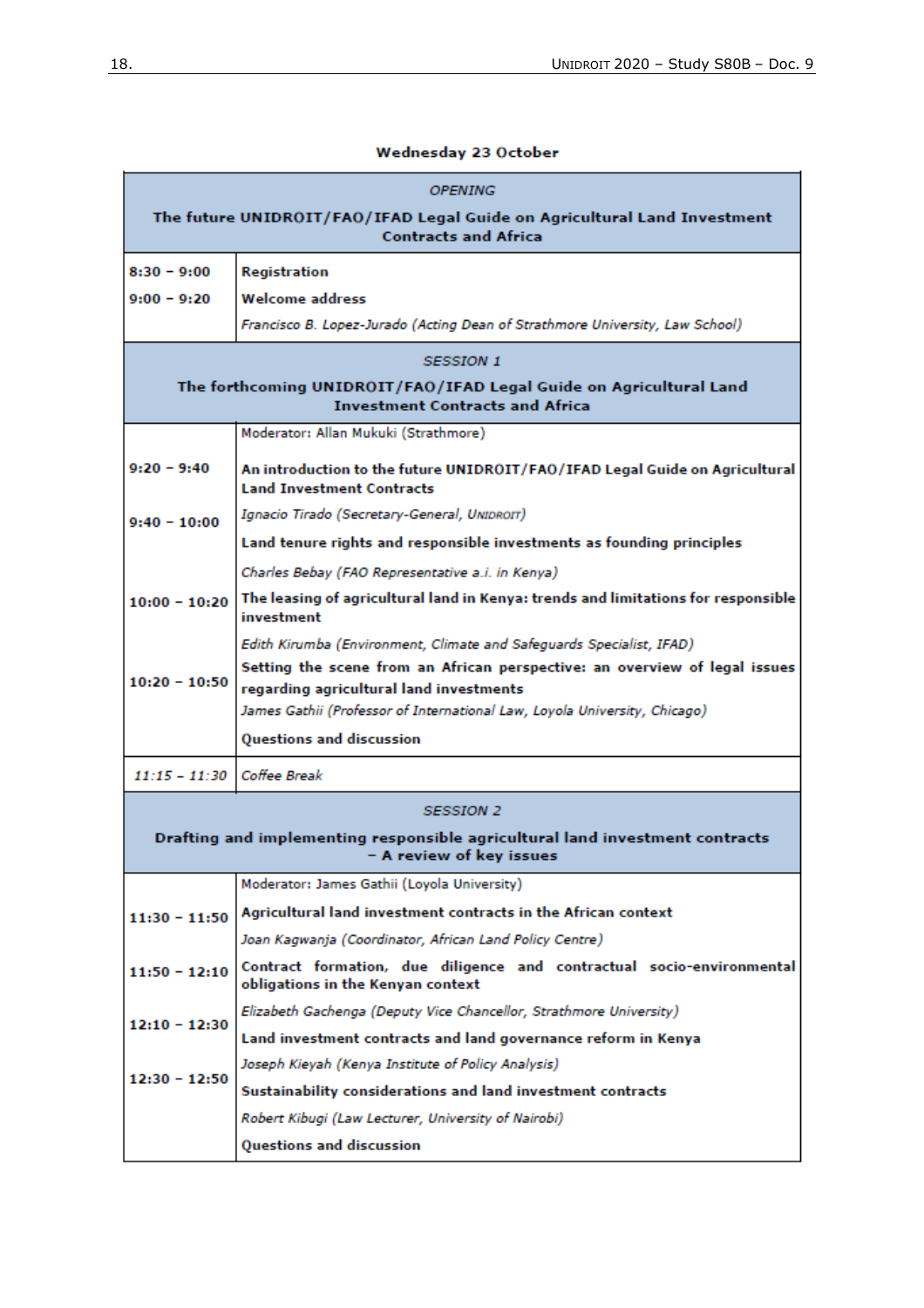**Wednesday 23 October**

| | |
|---|---|
| *OPENING* **The future UNIDROIT/FAO/IFAD Legal Guide on Agricultural Land Investment Contracts and Africa** | |
| 8:30 – 9:00 | **Registration** |
| 9:00 – 9:20 | **Welcome address** |
| | *Francisco B. Lopez-Jurado (Acting Dean of Strathmore University, Law School)* |
| *SESSION 1* **The forthcoming UNIDROIT/FAO/IFAD Legal Guide on Agricultural Land Investment Contracts and Africa** | |
| | Moderator: Allan Mukuki (Strathmore) |
| 9:20 – 9:40 | **An introduction to the future UNIDROIT/FAO/IFAD Legal Guide on Agricultural Land Investment Contracts** |
| | *Ignacio Tirado (Secretary-General, UNIDROIT)* |
| 9:40 – 10:00 | **Land tenure rights and responsible investments as founding principles** |
| | *Charles Bebay (FAO Representative a.i. in Kenya)* |
| 10:00 – 10:20 | **The leasing of agricultural land in Kenya: trends and limitations for responsible investment** |
| | *Edith Kirumba (Environment, Climate and Safeguards Specialist, IFAD)* |
| 10:20 – 10:50 | **Setting the scene from an African perspective: an overview of legal issues regarding agricultural land investments** |
| | *James Gathii (Professor of International Law, Loyola University, Chicago)* |
| | **Questions and discussion** |
| *11:15 – 11:30* | *Coffee Break* |
| *SESSION 2* **Drafting and implementing responsible agricultural land investment contracts – A review of key issues** | |
| | Moderator: James Gathii (Loyola University) |
| 11:30 – 11:50 | **Agricultural land investment contracts in the African context** |
| | *Joan Kagwanja (Coordinator, African Land Policy Centre)* |
| 11:50 – 12:10 | **Contract formation, due diligence and contractual socio-environmental obligations in the Kenyan context** |
| | *Elizabeth Gachenga (Deputy Vice Chancellor, Strathmore University)* |
| 12:10 – 12:30 | **Land investment contracts and land governance reform in Kenya** |
| | *Joseph Kieyah (Kenya Institute of Policy Analysis)* |
| 12:30 – 12:50 | **Sustainability considerations and land investment contracts** |
| | *Robert Kibugi (Law Lecturer, University of Nairobi)* |
| | **Questions and discussion** |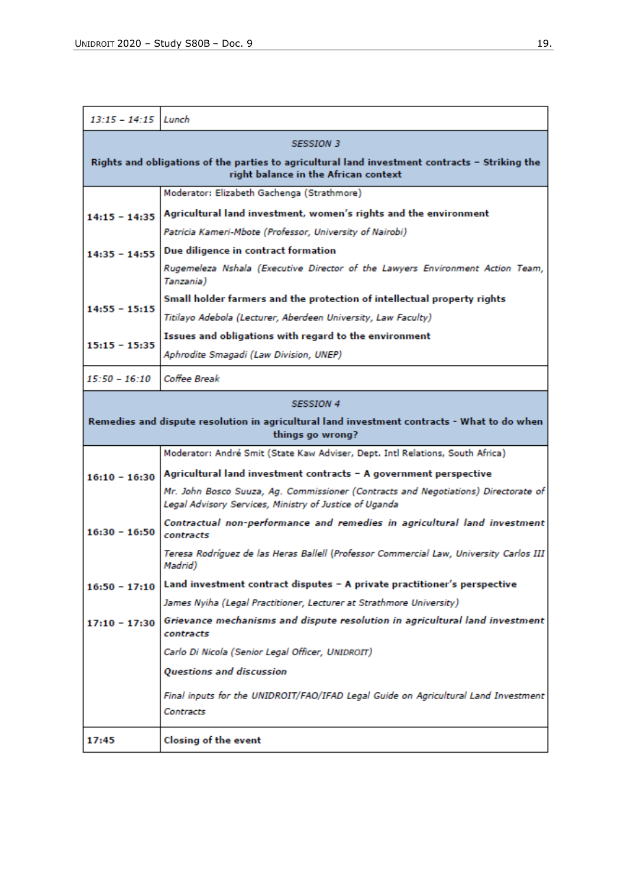| *13:15 – 14:15* | *Lunch* |
|---|---|
| | *SESSION 3*<br>**Rights and obligations of the parties to agricultural land investment contracts – Striking the right balance in the African context** |
| | Moderator: Elizabeth Gachenga (Strathmore) |
| **14:15 – 14:35** | **Agricultural land investment, women's rights and the environment**<br>*Patricia Kameri-Mbote (Professor, University of Nairobi)* |
| **14:35 – 14:55** | **Due diligence in contract formation**<br>*Rugemeleza Nshala (Executive Director of the Lawyers Environment Action Team, Tanzania)* |
| **14:55 – 15:15** | **Small holder farmers and the protection of intellectual property rights**<br>*Titilayo Adebola (Lecturer, Aberdeen University, Law Faculty)* |
| **15:15 – 15:35** | **Issues and obligations with regard to the environment**<br>*Aphrodite Smagadi (Law Division, UNEP)* |
| *15:50 – 16:10* | *Coffee Break* |
| | *SESSION 4*<br>**Remedies and dispute resolution in agricultural land investment contracts - What to do when things go wrong?** |
| | Moderator: André Smit (State Kaw Adviser, Dept. Intl Relations, South Africa) |
| **16:10 – 16:30** | **Agricultural land investment contracts – A government perspective**<br>*Mr. John Bosco Suuza, Ag. Commissioner (Contracts and Negotiations) Directorate of Legal Advisory Services, Ministry of Justice of Uganda* |
| **16:30 – 16:50** | ***Contractual non-performance and remedies in agricultural land investment contracts***<br>*Teresa Rodríguez de las Heras Ballell (Professor Commercial Law, University Carlos III Madrid)* |
| **16:50 – 17:10** | **Land investment contract disputes – A private practitioner's perspective**<br>*James Nyiha (Legal Practitioner, Lecturer at Strathmore University)* |
| **17:10 – 17:30** | ***Grievance mechanisms and dispute resolution in agricultural land investment contracts***<br>*Carlo Di Nicola (Senior Legal Officer, UNIDROIT)*<br>***Questions and discussion***<br>*Final inputs for the UNIDROIT/FAO/IFAD Legal Guide on Agricultural Land Investment Contracts* |
| **17:45** | **Closing of the event** |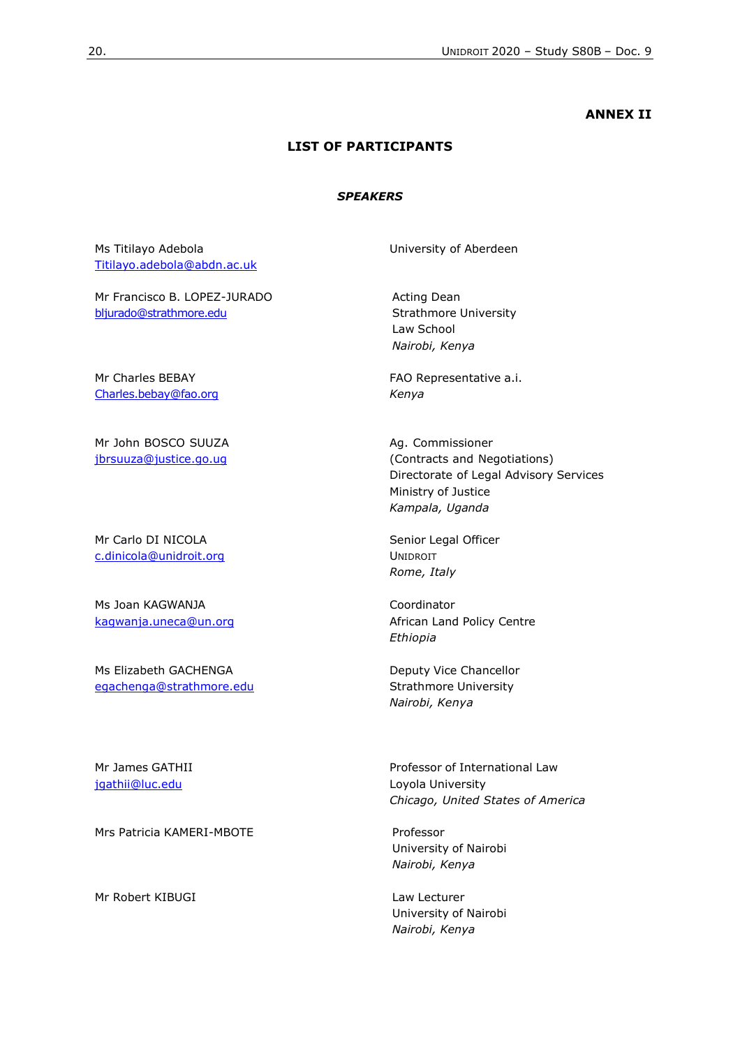**ANNEX II**

## LIST OF PARTICIPANTS

### *SPEAKERS*

| | |
|---|---|
| Ms Titilayo Adebola<br>Titilayo.adebola@abdn.ac.uk | University of Aberdeen |
| Mr Francisco B. LOPEZ-JURADO<br>bljurado@strathmore.edu | Acting Dean<br>Strathmore University<br>Law School<br>*Nairobi, Kenya* |
| Mr Charles BEBAY<br>Charles.bebay@fao.org | FAO Representative a.i.<br>*Kenya* |
| Mr John BOSCO SUUZA<br>jbrsuuza@justice.go.ug | Ag. Commissioner<br>(Contracts and Negotiations)<br>Directorate of Legal Advisory Services<br>Ministry of Justice<br>*Kampala, Uganda* |
| Mr Carlo DI NICOLA<br>c.dinicola@unidroit.org | Senior Legal Officer<br>UNIDROIT<br>*Rome, Italy* |
| Ms Joan KAGWANJA<br>kagwanja.uneca@un.org | Coordinator<br>African Land Policy Centre<br>*Ethiopia* |
| Ms Elizabeth GACHENGA<br>egachenga@strathmore.edu | Deputy Vice Chancellor<br>Strathmore University<br>*Nairobi, Kenya* |
| Mr James GATHII<br>jgathii@luc.edu | Professor of International Law<br>Loyola University<br>*Chicago, United States of America* |
| Mrs Patricia KAMERI-MBOTE | Professor<br>University of Nairobi<br>*Nairobi, Kenya* |
| Mr Robert KIBUGI | Law Lecturer<br>University of Nairobi<br>*Nairobi, Kenya* |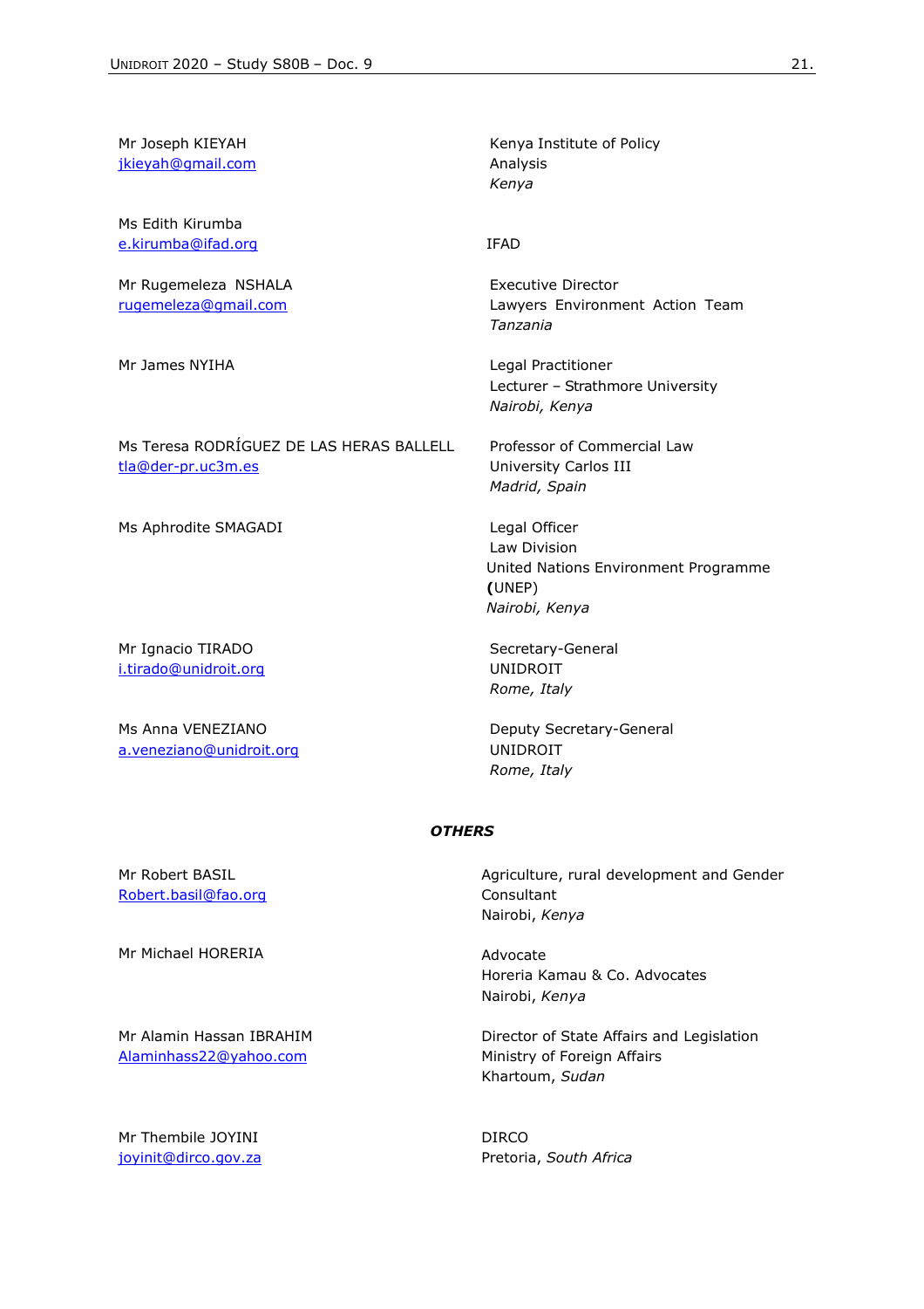| | |
|---|---|
| Mr Joseph KIEYAH<br>jkieyah@gmail.com | Kenya Institute of Policy Analysis<br>*Kenya* |
| Ms Edith Kirumba<br>e.kirumba@ifad.org | IFAD |
| Mr Rugemeleza NSHALA<br>rugemeleza@gmail.com | Executive Director<br>Lawyers Environment Action Team<br>*Tanzania* |
| Mr James NYIHA | Legal Practitioner<br>Lecturer – Strathmore University<br>*Nairobi, Kenya* |
| Ms Teresa RODRÍGUEZ DE LAS HERAS BALLELL<br>tla@der-pr.uc3m.es | Professor of Commercial Law<br>University Carlos III<br>*Madrid, Spain* |
| Ms Aphrodite SMAGADI | Legal Officer<br>Law Division<br>United Nations Environment Programme **(**UNEP)<br>*Nairobi, Kenya* |
| Mr Ignacio TIRADO<br>i.tirado@unidroit.org | Secretary-General<br>UNIDROIT<br>*Rome, Italy* |
| Ms Anna VENEZIANO<br>a.veneziano@unidroit.org | Deputy Secretary-General<br>UNIDROIT<br>*Rome, Italy* |

***OTHERS***

| | |
|---|---|
| Mr Robert BASIL<br>Robert.basil@fao.org | Agriculture, rural development and Gender Consultant<br>Nairobi, *Kenya* |
| Mr Michael HORERIA | Advocate<br>Horeria Kamau & Co. Advocates<br>Nairobi, *Kenya* |
| Mr Alamin Hassan IBRAHIM<br>Alaminhass22@yahoo.com | Director of State Affairs and Legislation<br>Ministry of Foreign Affairs<br>Khartoum, *Sudan* |
| Mr Thembile JOYINI<br>joyinit@dirco.gov.za | DIRCO<br>Pretoria, *South Africa* |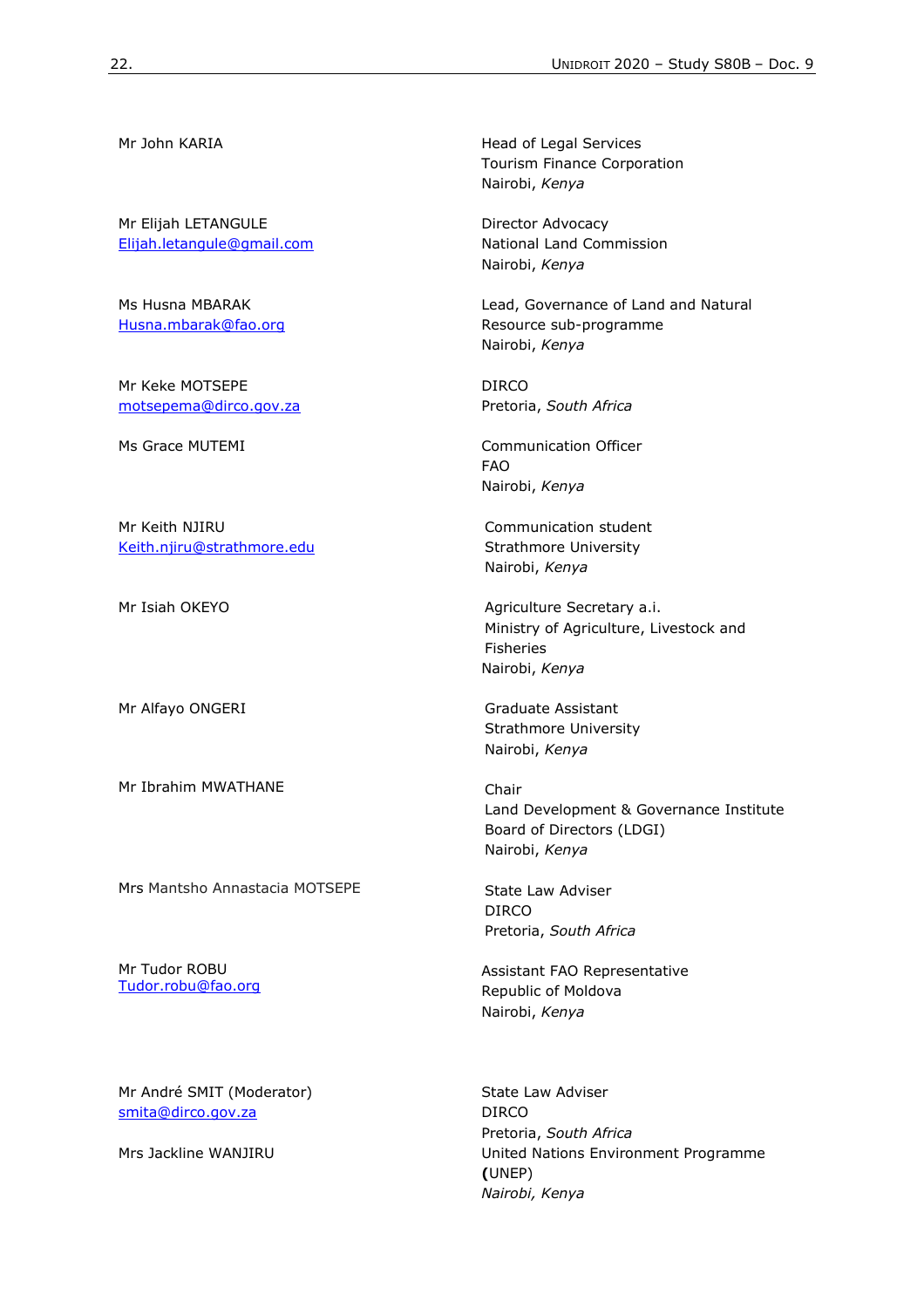| | |
|---|---|
| Mr John KARIA | Head of Legal Services<br>Tourism Finance Corporation<br>Nairobi, *Kenya* |
| Mr Elijah LETANGULE<br>[Elijah.letangule@gmail.com](mailto:Elijah.letangule@gmail.com) | Director Advocacy<br>National Land Commission<br>Nairobi, *Kenya* |
| Ms Husna MBARAK<br>[Husna.mbarak@fao.org](mailto:Husna.mbarak@fao.org) | Lead, Governance of Land and Natural Resource sub-programme<br>Nairobi, *Kenya* |
| Mr Keke MOTSEPE<br>[motsepema@dirco.gov.za](mailto:motsepema@dirco.gov.za) | DIRCO<br>Pretoria, *South Africa* |
| Ms Grace MUTEMI | Communication Officer<br>FAO<br>Nairobi, *Kenya* |
| Mr Keith NJIRU<br>[Keith.njiru@strathmore.edu](mailto:Keith.njiru@strathmore.edu) | Communication student<br>Strathmore University<br>Nairobi, *Kenya* |
| Mr Isiah OKEYO | Agriculture Secretary a.i.<br>Ministry of Agriculture, Livestock and Fisheries<br>Nairobi, *Kenya* |
| Mr Alfayo ONGERI | Graduate Assistant<br>Strathmore University<br>Nairobi, *Kenya* |
| Mr Ibrahim MWATHANE | Chair<br>Land Development & Governance Institute Board of Directors (LDGI)<br>Nairobi, *Kenya* |
| Mrs Mantsho Annastacia MOTSEPE | State Law Adviser<br>DIRCO<br>Pretoria, *South Africa* |
| Mr Tudor ROBU<br>[Tudor.robu@fao.org](mailto:Tudor.robu@fao.org) | Assistant FAO Representative<br>Republic of Moldova<br>Nairobi, *Kenya* |
| Mr André SMIT (Moderator)<br>[smita@dirco.gov.za](mailto:smita@dirco.gov.za) | State Law Adviser<br>DIRCO<br>Pretoria, *South Africa* |
| Mrs Jackline WANJIRU | United Nations Environment Programme (UNEP)<br>*Nairobi, Kenya* |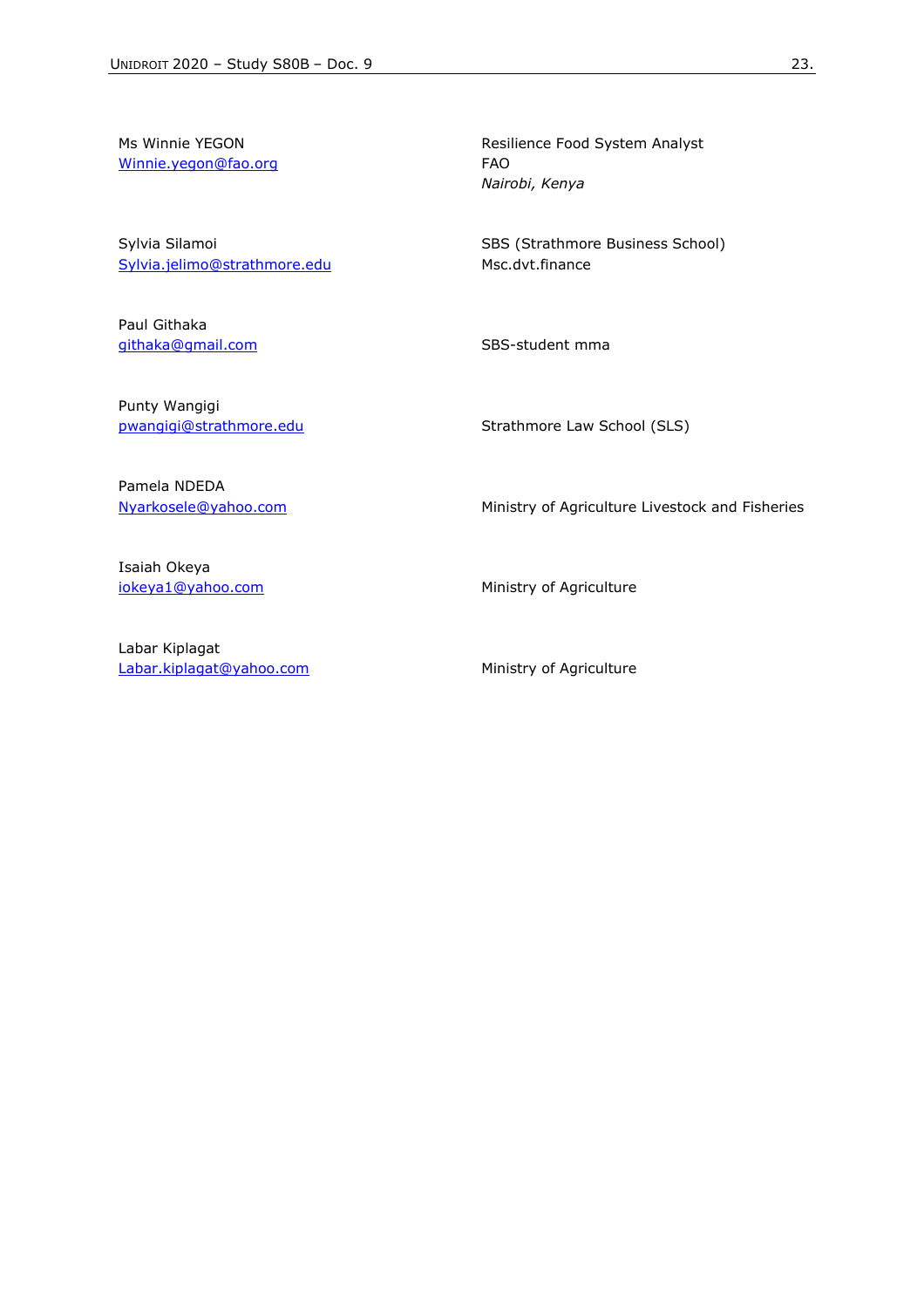Ms Winnie YEGON
Winnie.yegon@fao.org

Resilience Food System Analyst
FAO
*Nairobi, Kenya*

Sylvia Silamoi
Sylvia.jelimo@strathmore.edu

SBS (Strathmore Business School)
Msc.dvt.finance

Paul Githaka
githaka@gmail.com

SBS-student mma

Punty Wangigi
pwangigi@strathmore.edu

Strathmore Law School (SLS)

Pamela NDEDA
Nyarkosele@yahoo.com

Ministry of Agriculture Livestock and Fisheries

Isaiah Okeya
iokeya1@yahoo.com

Ministry of Agriculture

Labar Kiplagat
Labar.kiplagat@yahoo.com

Ministry of Agriculture